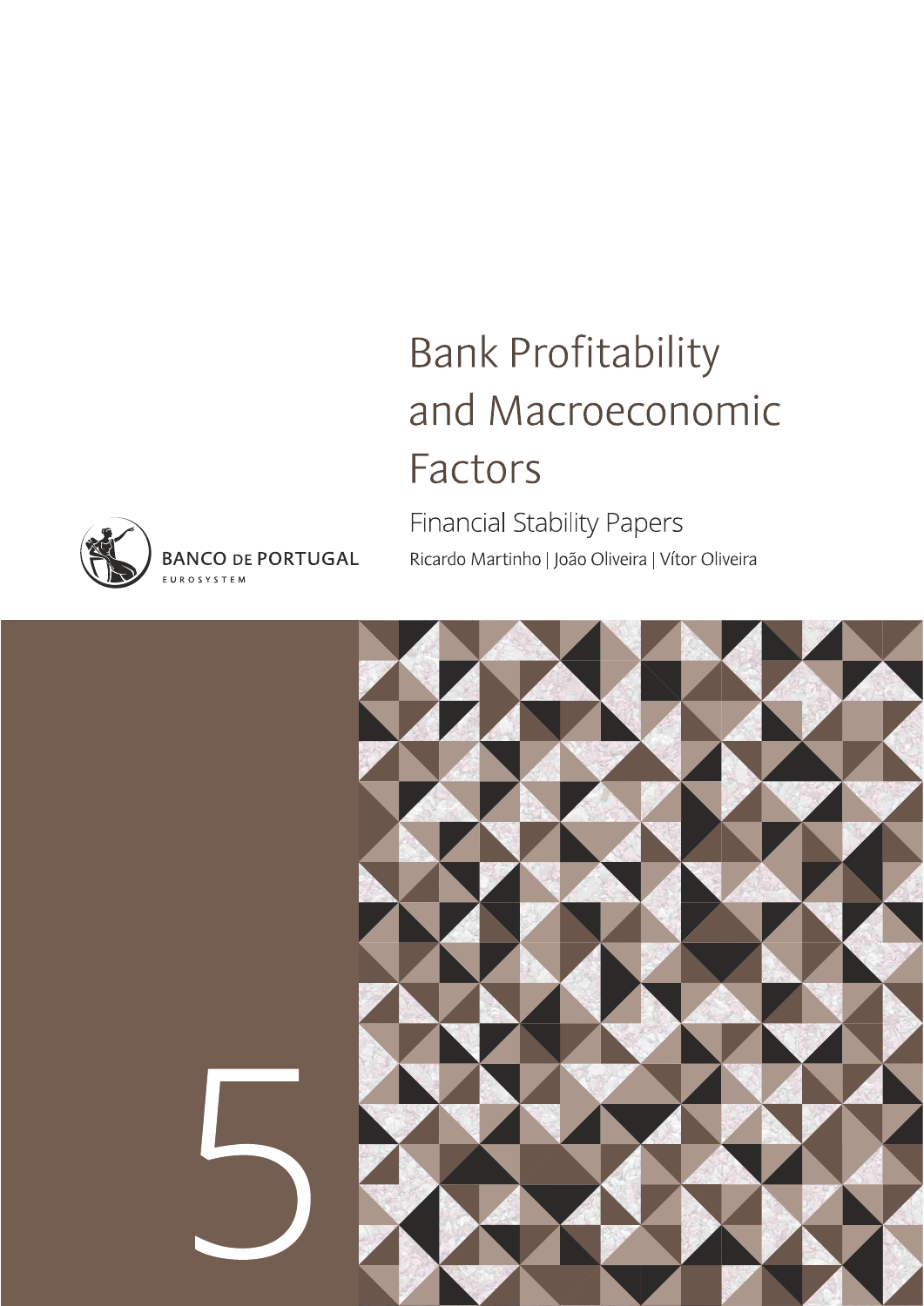# Bank Profitability and Macroeconomic Factors

Financial Stability Papers

Ricardo Martinho | João Oliveira | Vítor Oliveira

BANCO DE PORTUGAL
EUROSYSTEM

5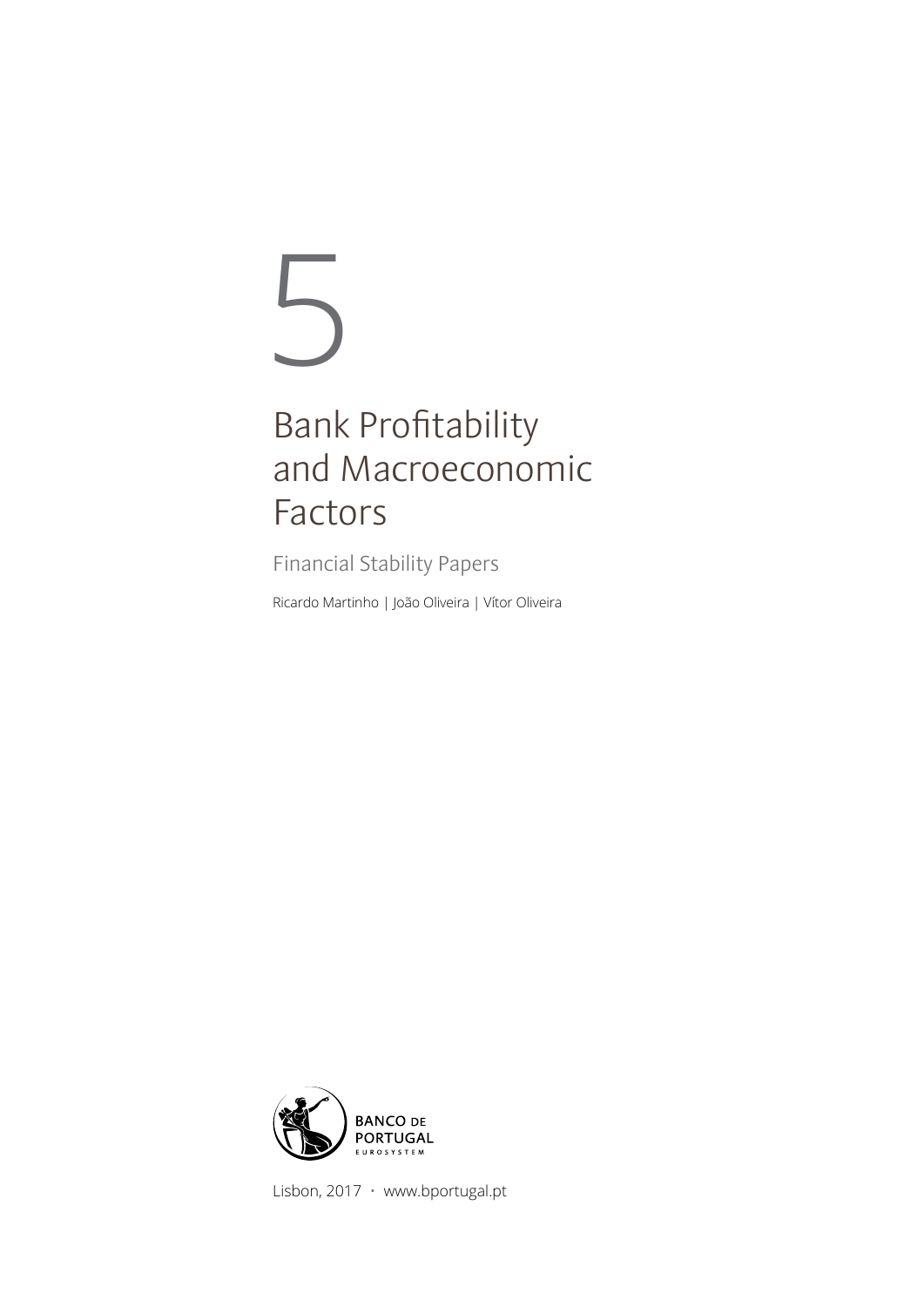5

# Bank Profitability and Macroeconomic Factors

Financial Stability Papers

Ricardo Martinho | João Oliveira | Vítor Oliveira

BANCO DE PORTUGAL
EUROSYSTEM

Lisbon, 2017 • www.bportugal.pt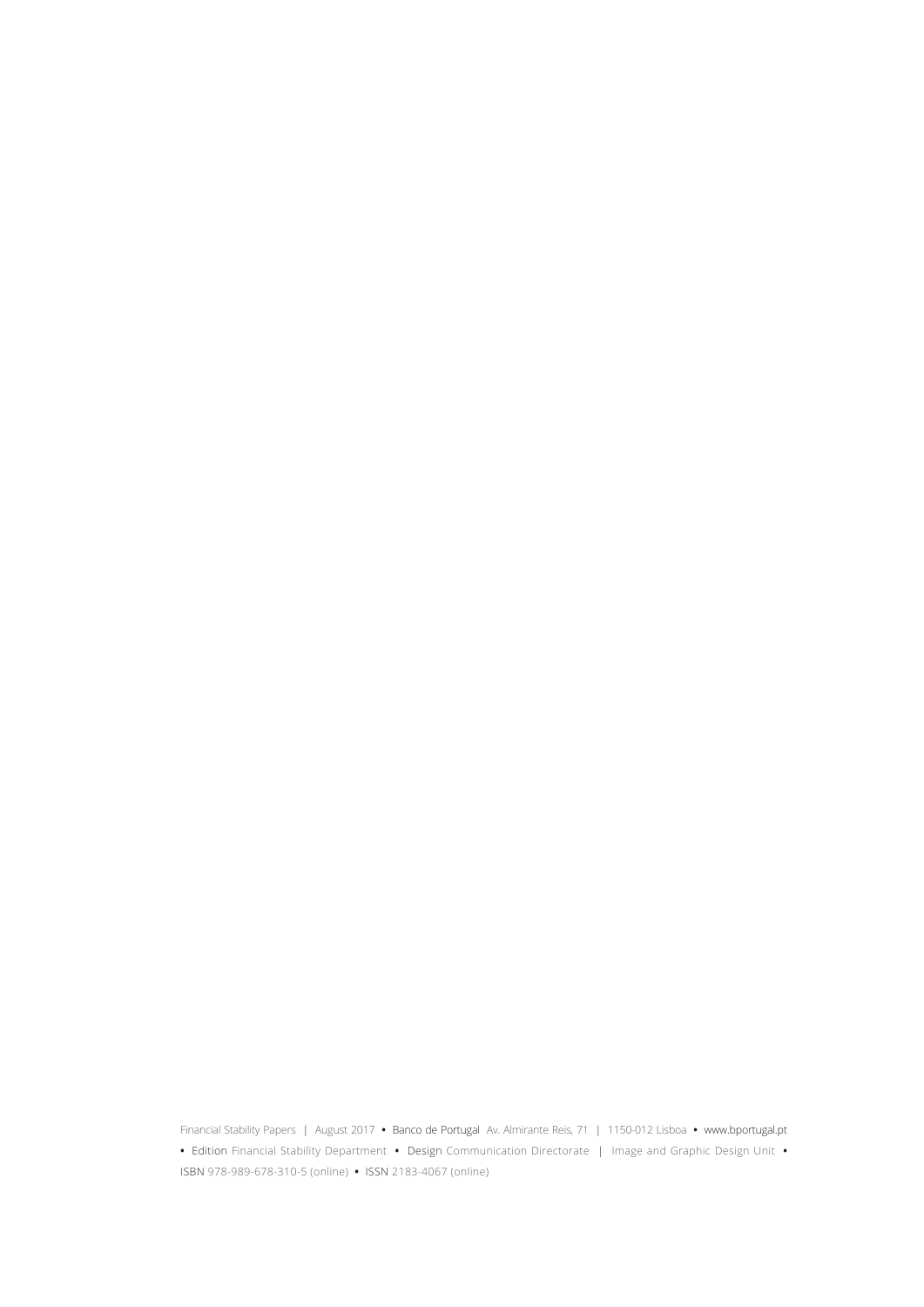Financial Stability Papers | August 2017 • Banco de Portugal Av. Almirante Reis, 71 | 1150-012 Lisboa • www.bportugal.pt • Edition Financial Stability Department • Design Communication Directorate | Image and Graphic Design Unit • ISBN 978-989-678-310-5 (online) • ISSN 2183-4067 (online)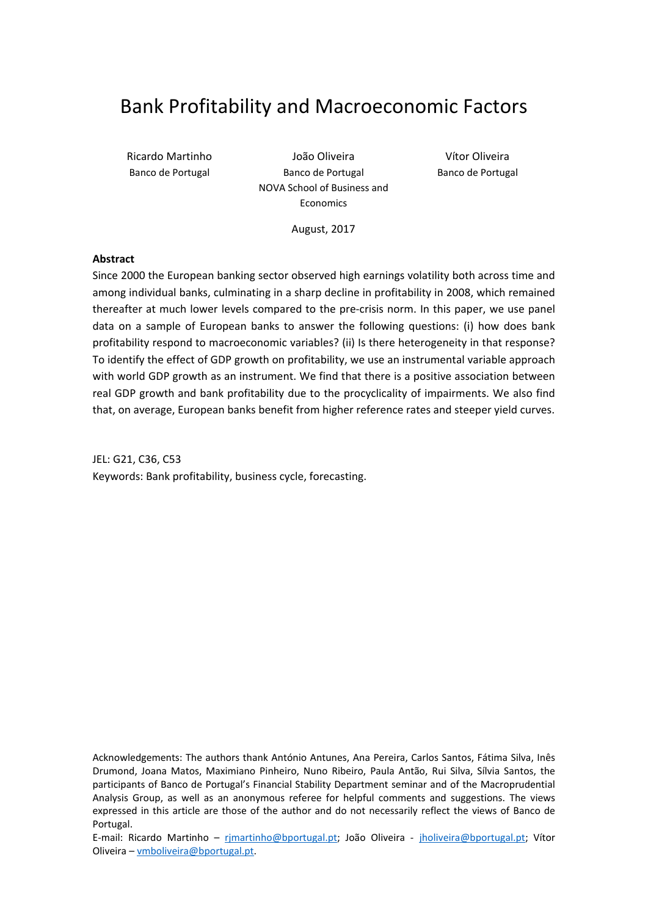# Bank Profitability and Macroeconomic Factors

Ricardo Martinho
Banco de Portugal

João Oliveira
Banco de Portugal
NOVA School of Business and Economics

Vítor Oliveira
Banco de Portugal

August, 2017

**Abstract**

Since 2000 the European banking sector observed high earnings volatility both across time and among individual banks, culminating in a sharp decline in profitability in 2008, which remained thereafter at much lower levels compared to the pre-crisis norm. In this paper, we use panel data on a sample of European banks to answer the following questions: (i) how does bank profitability respond to macroeconomic variables? (ii) Is there heterogeneity in that response? To identify the effect of GDP growth on profitability, we use an instrumental variable approach with world GDP growth as an instrument. We find that there is a positive association between real GDP growth and bank profitability due to the procyclicality of impairments. We also find that, on average, European banks benefit from higher reference rates and steeper yield curves.

JEL: G21, C36, C53

Keywords: Bank profitability, business cycle, forecasting.

Acknowledgements: The authors thank António Antunes, Ana Pereira, Carlos Santos, Fátima Silva, Inês Drumond, Joana Matos, Maximiano Pinheiro, Nuno Ribeiro, Paula Antão, Rui Silva, Sílvia Santos, the participants of Banco de Portugal's Financial Stability Department seminar and of the Macroprudential Analysis Group, as well as an anonymous referee for helpful comments and suggestions. The views expressed in this article are those of the author and do not necessarily reflect the views of Banco de Portugal.

E-mail: Ricardo Martinho – rjmartinho@bportugal.pt; João Oliveira - jholiveira@bportugal.pt; Vítor Oliveira – vmboliveira@bportugal.pt.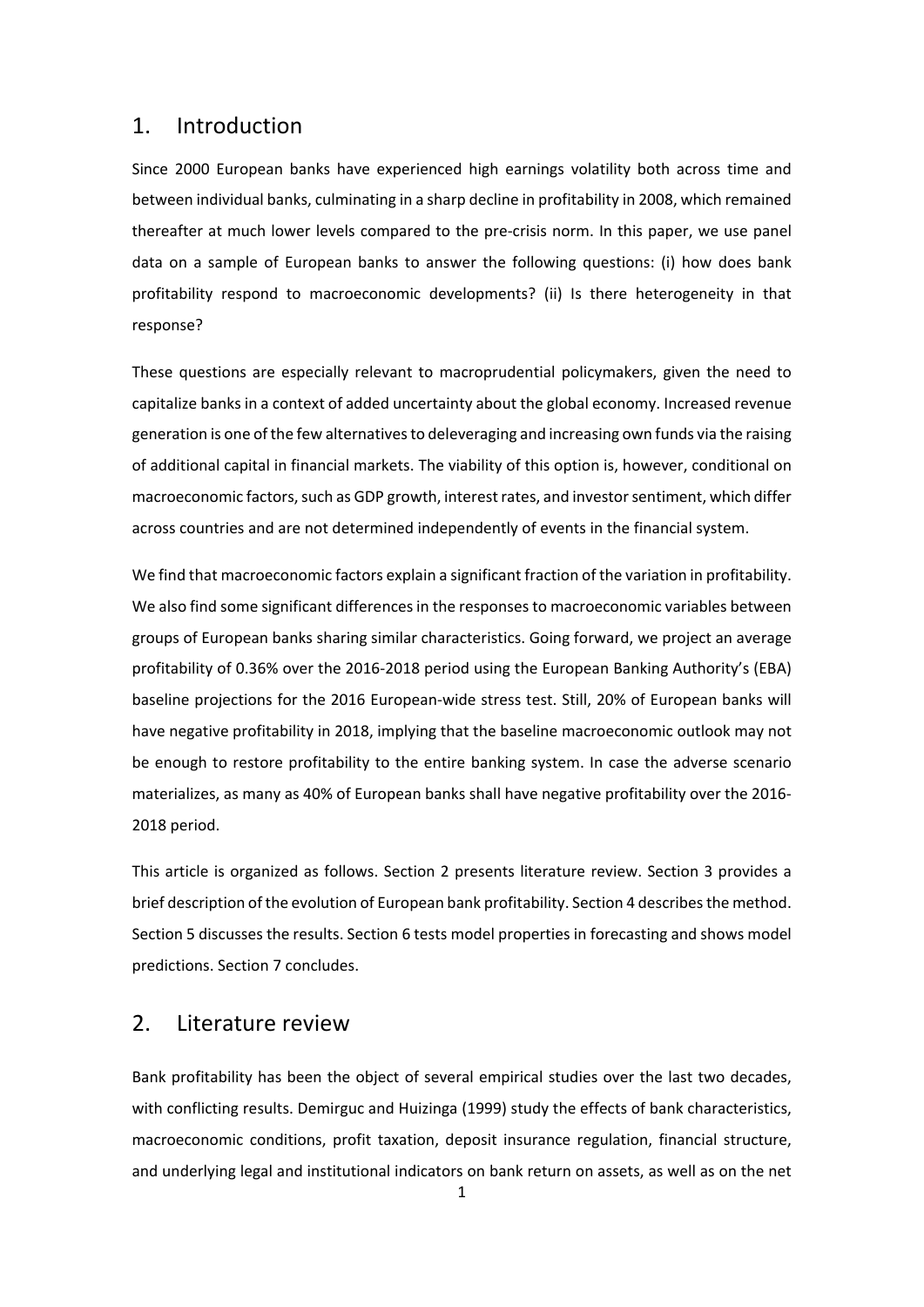## 1. Introduction

Since 2000 European banks have experienced high earnings volatility both across time and between individual banks, culminating in a sharp decline in profitability in 2008, which remained thereafter at much lower levels compared to the pre-crisis norm. In this paper, we use panel data on a sample of European banks to answer the following questions: (i) how does bank profitability respond to macroeconomic developments? (ii) Is there heterogeneity in that response?

These questions are especially relevant to macroprudential policymakers, given the need to capitalize banks in a context of added uncertainty about the global economy. Increased revenue generation is one of the few alternatives to deleveraging and increasing own funds via the raising of additional capital in financial markets. The viability of this option is, however, conditional on macroeconomic factors, such as GDP growth, interest rates, and investor sentiment, which differ across countries and are not determined independently of events in the financial system.

We find that macroeconomic factors explain a significant fraction of the variation in profitability. We also find some significant differences in the responses to macroeconomic variables between groups of European banks sharing similar characteristics. Going forward, we project an average profitability of 0.36% over the 2016-2018 period using the European Banking Authority's (EBA) baseline projections for the 2016 European-wide stress test. Still, 20% of European banks will have negative profitability in 2018, implying that the baseline macroeconomic outlook may not be enough to restore profitability to the entire banking system. In case the adverse scenario materializes, as many as 40% of European banks shall have negative profitability over the 2016-2018 period.

This article is organized as follows. Section 2 presents literature review. Section 3 provides a brief description of the evolution of European bank profitability. Section 4 describes the method. Section 5 discusses the results. Section 6 tests model properties in forecasting and shows model predictions. Section 7 concludes.

## 2. Literature review

Bank profitability has been the object of several empirical studies over the last two decades, with conflicting results. Demirguc and Huizinga (1999) study the effects of bank characteristics, macroeconomic conditions, profit taxation, deposit insurance regulation, financial structure, and underlying legal and institutional indicators on bank return on assets, as well as on the net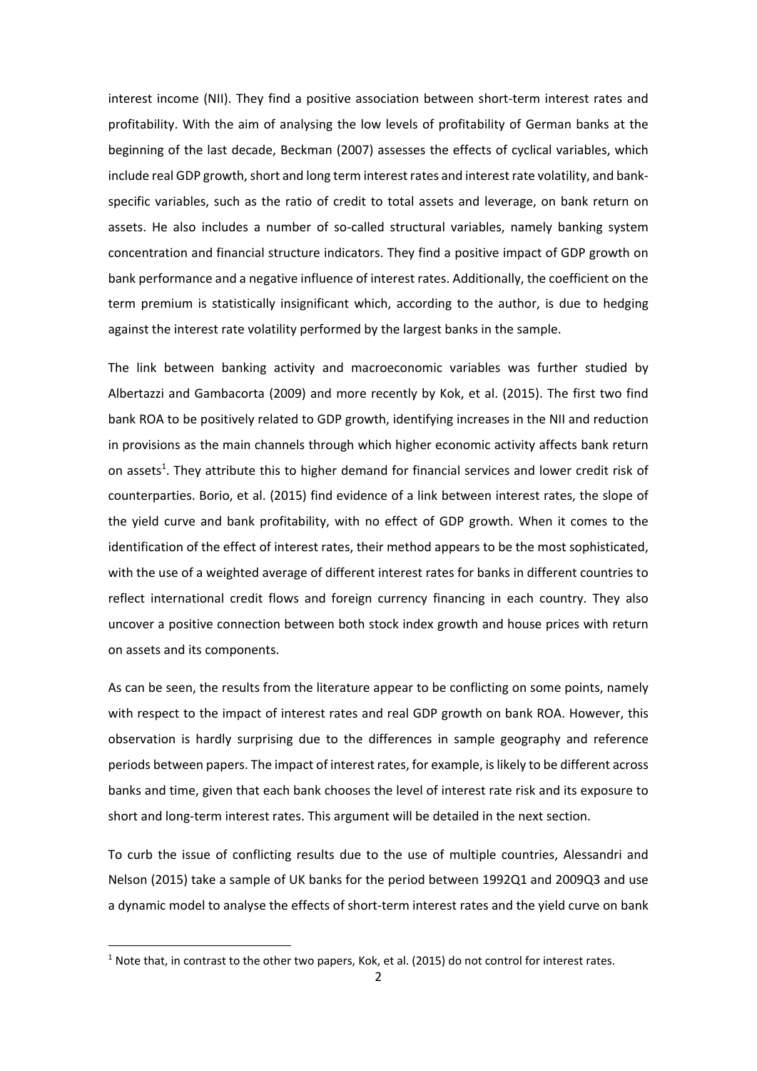interest income (NII). They find a positive association between short-term interest rates and profitability. With the aim of analysing the low levels of profitability of German banks at the beginning of the last decade, Beckman (2007) assesses the effects of cyclical variables, which include real GDP growth, short and long term interest rates and interest rate volatility, and bank-specific variables, such as the ratio of credit to total assets and leverage, on bank return on assets. He also includes a number of so-called structural variables, namely banking system concentration and financial structure indicators. They find a positive impact of GDP growth on bank performance and a negative influence of interest rates. Additionally, the coefficient on the term premium is statistically insignificant which, according to the author, is due to hedging against the interest rate volatility performed by the largest banks in the sample.

The link between banking activity and macroeconomic variables was further studied by Albertazzi and Gambacorta (2009) and more recently by Kok, et al. (2015). The first two find bank ROA to be positively related to GDP growth, identifying increases in the NII and reduction in provisions as the main channels through which higher economic activity affects bank return on assets[1]. They attribute this to higher demand for financial services and lower credit risk of counterparties. Borio, et al. (2015) find evidence of a link between interest rates, the slope of the yield curve and bank profitability, with no effect of GDP growth. When it comes to the identification of the effect of interest rates, their method appears to be the most sophisticated, with the use of a weighted average of different interest rates for banks in different countries to reflect international credit flows and foreign currency financing in each country. They also uncover a positive connection between both stock index growth and house prices with return on assets and its components.

As can be seen, the results from the literature appear to be conflicting on some points, namely with respect to the impact of interest rates and real GDP growth on bank ROA. However, this observation is hardly surprising due to the differences in sample geography and reference periods between papers. The impact of interest rates, for example, is likely to be different across banks and time, given that each bank chooses the level of interest rate risk and its exposure to short and long-term interest rates. This argument will be detailed in the next section.

To curb the issue of conflicting results due to the use of multiple countries, Alessandri and Nelson (2015) take a sample of UK banks for the period between 1992Q1 and 2009Q3 and use a dynamic model to analyse the effects of short-term interest rates and the yield curve on bank

[1] Note that, in contrast to the other two papers, Kok, et al. (2015) do not control for interest rates.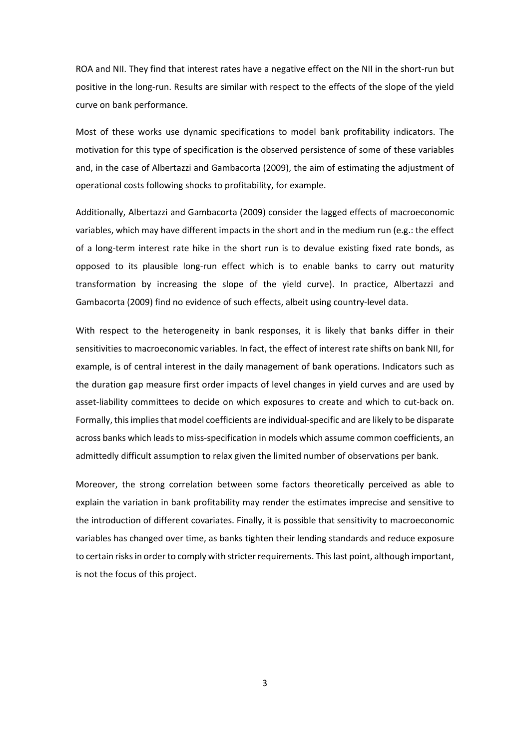ROA and NII. They find that interest rates have a negative effect on the NII in the short-run but positive in the long-run. Results are similar with respect to the effects of the slope of the yield curve on bank performance.

Most of these works use dynamic specifications to model bank profitability indicators. The motivation for this type of specification is the observed persistence of some of these variables and, in the case of Albertazzi and Gambacorta (2009), the aim of estimating the adjustment of operational costs following shocks to profitability, for example.

Additionally, Albertazzi and Gambacorta (2009) consider the lagged effects of macroeconomic variables, which may have different impacts in the short and in the medium run (e.g.: the effect of a long-term interest rate hike in the short run is to devalue existing fixed rate bonds, as opposed to its plausible long-run effect which is to enable banks to carry out maturity transformation by increasing the slope of the yield curve). In practice, Albertazzi and Gambacorta (2009) find no evidence of such effects, albeit using country-level data.

With respect to the heterogeneity in bank responses, it is likely that banks differ in their sensitivities to macroeconomic variables. In fact, the effect of interest rate shifts on bank NII, for example, is of central interest in the daily management of bank operations. Indicators such as the duration gap measure first order impacts of level changes in yield curves and are used by asset-liability committees to decide on which exposures to create and which to cut-back on. Formally, this implies that model coefficients are individual-specific and are likely to be disparate across banks which leads to miss-specification in models which assume common coefficients, an admittedly difficult assumption to relax given the limited number of observations per bank.

Moreover, the strong correlation between some factors theoretically perceived as able to explain the variation in bank profitability may render the estimates imprecise and sensitive to the introduction of different covariates. Finally, it is possible that sensitivity to macroeconomic variables has changed over time, as banks tighten their lending standards and reduce exposure to certain risks in order to comply with stricter requirements. This last point, although important, is not the focus of this project.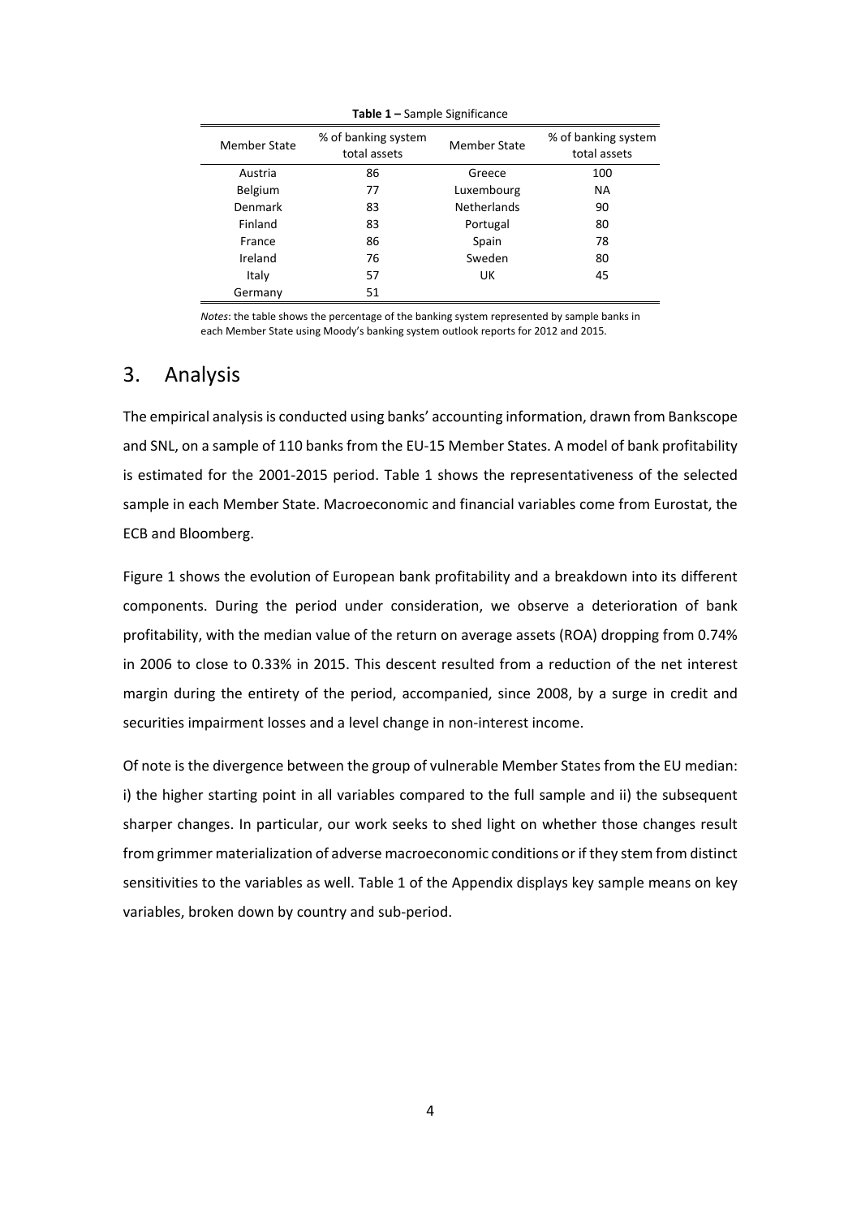**Table 1 –** Sample Significance

| Member State | % of banking system total assets | Member State | % of banking system total assets |
|---|---|---|---|
| Austria | 86 | Greece | 100 |
| Belgium | 77 | Luxembourg | NA |
| Denmark | 83 | Netherlands | 90 |
| Finland | 83 | Portugal | 80 |
| France | 86 | Spain | 78 |
| Ireland | 76 | Sweden | 80 |
| Italy | 57 | UK | 45 |
| Germany | 51 | | |

*Notes*: the table shows the percentage of the banking system represented by sample banks in each Member State using Moody's banking system outlook reports for 2012 and 2015.

## 3. Analysis

The empirical analysis is conducted using banks' accounting information, drawn from Bankscope and SNL, on a sample of 110 banks from the EU-15 Member States. A model of bank profitability is estimated for the 2001-2015 period. Table 1 shows the representativeness of the selected sample in each Member State. Macroeconomic and financial variables come from Eurostat, the ECB and Bloomberg.

Figure 1 shows the evolution of European bank profitability and a breakdown into its different components. During the period under consideration, we observe a deterioration of bank profitability, with the median value of the return on average assets (ROA) dropping from 0.74% in 2006 to close to 0.33% in 2015. This descent resulted from a reduction of the net interest margin during the entirety of the period, accompanied, since 2008, by a surge in credit and securities impairment losses and a level change in non-interest income.

Of note is the divergence between the group of vulnerable Member States from the EU median: i) the higher starting point in all variables compared to the full sample and ii) the subsequent sharper changes. In particular, our work seeks to shed light on whether those changes result from grimmer materialization of adverse macroeconomic conditions or if they stem from distinct sensitivities to the variables as well. Table 1 of the Appendix displays key sample means on key variables, broken down by country and sub-period.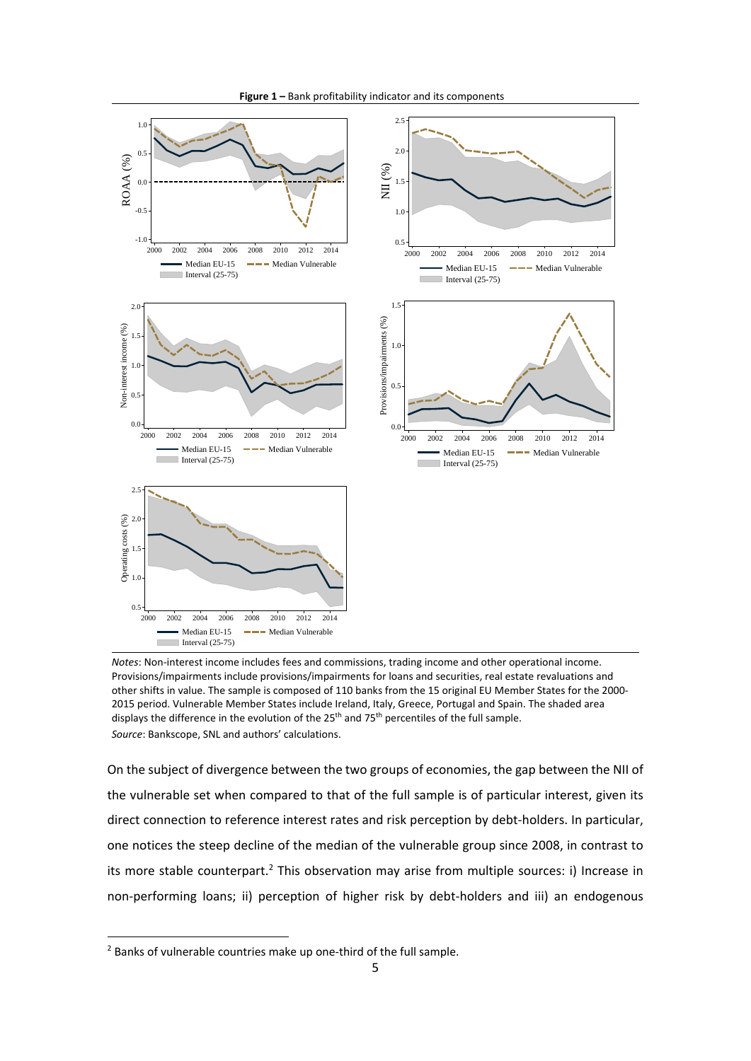**Figure 1 –** Bank profitability indicator and its components

*Notes*: Non-interest income includes fees and commissions, trading income and other operational income. Provisions/impairments include provisions/impairments for loans and securities, real estate revaluations and other shifts in value. The sample is composed of 110 banks from the 15 original EU Member States for the 2000-2015 period. Vulnerable Member States include Ireland, Italy, Greece, Portugal and Spain. The shaded area displays the difference in the evolution of the 25th and 75th percentiles of the full sample.
*Source*: Bankscope, SNL and authors' calculations.

On the subject of divergence between the two groups of economies, the gap between the NII of the vulnerable set when compared to that of the full sample is of particular interest, given its direct connection to reference interest rates and risk perception by debt-holders. In particular, one notices the steep decline of the median of the vulnerable group since 2008, in contrast to its more stable counterpart.[2] This observation may arise from multiple sources: i) Increase in non-performing loans; ii) perception of higher risk by debt-holders and iii) an endogenous

[2] Banks of vulnerable countries make up one-third of the full sample.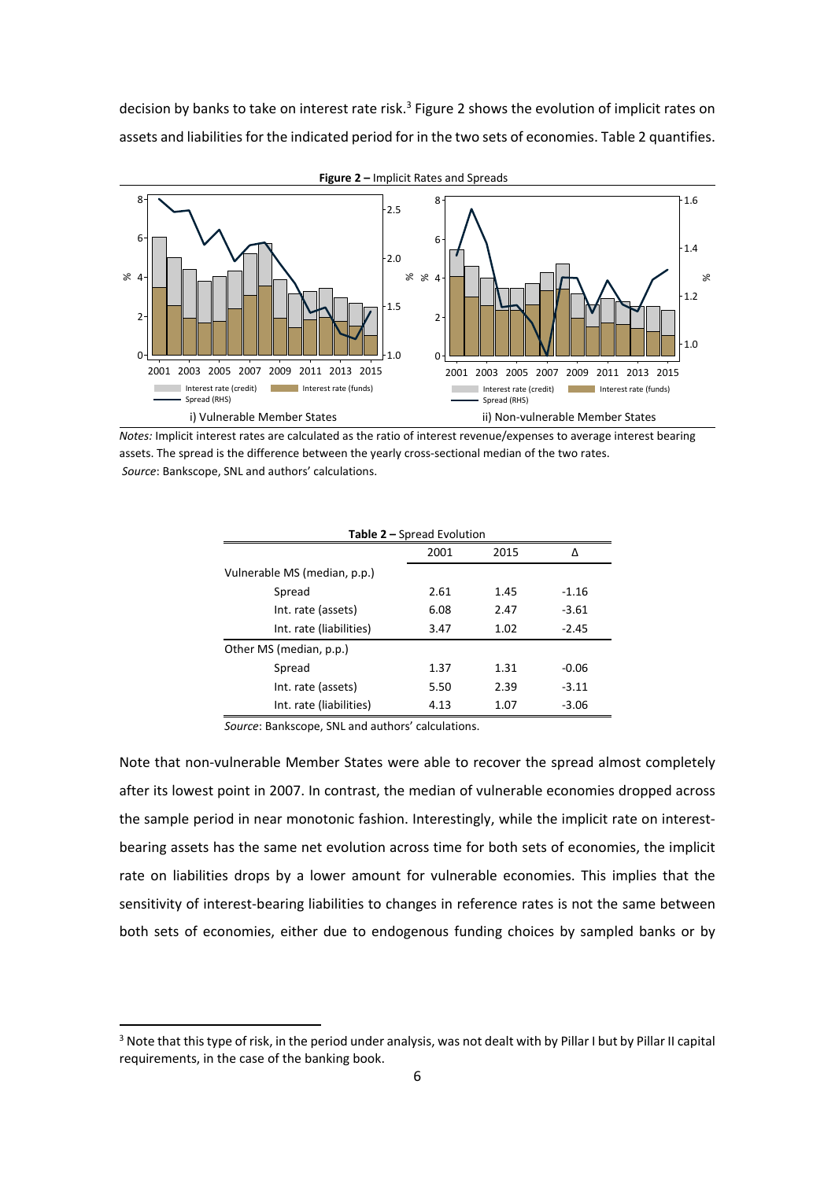decision by banks to take on interest rate risk.[3] Figure 2 shows the evolution of implicit rates on assets and liabilities for the indicated period for in the two sets of economies. Table 2 quantifies.

**Figure 2 –** Implicit Rates and Spreads

i) Vulnerable Member States

ii) Non-vulnerable Member States

*Notes:* Implicit interest rates are calculated as the ratio of interest revenue/expenses to average interest bearing assets. The spread is the difference between the yearly cross-sectional median of the two rates.
*Source*: Bankscope, SNL and authors' calculations.

**Table 2 –** Spread Evolution

| | 2001 | 2015 | Δ |
|---|---|---|---|
| Vulnerable MS (median, p.p.) | | | |
| Spread | 2.61 | 1.45 | -1.16 |
| Int. rate (assets) | 6.08 | 2.47 | -3.61 |
| Int. rate (liabilities) | 3.47 | 1.02 | -2.45 |
| Other MS (median, p.p.) | | | |
| Spread | 1.37 | 1.31 | -0.06 |
| Int. rate (assets) | 5.50 | 2.39 | -3.11 |
| Int. rate (liabilities) | 4.13 | 1.07 | -3.06 |

*Source*: Bankscope, SNL and authors' calculations.

Note that non-vulnerable Member States were able to recover the spread almost completely after its lowest point in 2007. In contrast, the median of vulnerable economies dropped across the sample period in near monotonic fashion. Interestingly, while the implicit rate on interest-bearing assets has the same net evolution across time for both sets of economies, the implicit rate on liabilities drops by a lower amount for vulnerable economies. This implies that the sensitivity of interest-bearing liabilities to changes in reference rates is not the same between both sets of economies, either due to endogenous funding choices by sampled banks or by

[3] Note that this type of risk, in the period under analysis, was not dealt with by Pillar I but by Pillar II capital requirements, in the case of the banking book.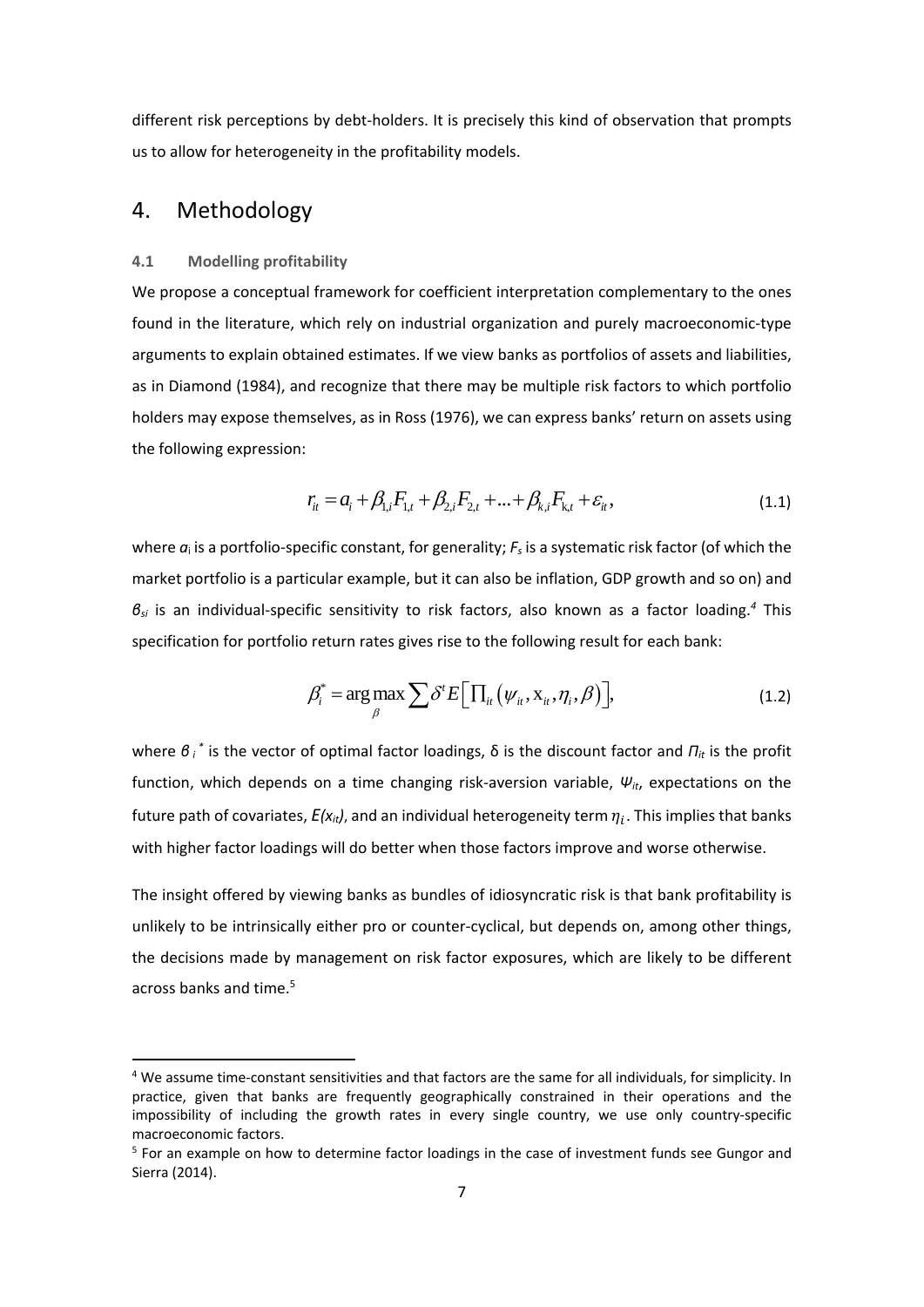different risk perceptions by debt-holders. It is precisely this kind of observation that prompts us to allow for heterogeneity in the profitability models.

# 4. Methodology

### 4.1 Modelling profitability

We propose a conceptual framework for coefficient interpretation complementary to the ones found in the literature, which rely on industrial organization and purely macroeconomic-type arguments to explain obtained estimates. If we view banks as portfolios of assets and liabilities, as in Diamond (1984), and recognize that there may be multiple risk factors to which portfolio holders may expose themselves, as in Ross (1976), we can express banks' return on assets using the following expression:

$$r_{it} = a_i + \beta_{1,i} F_{1,t} + \beta_{2,i} F_{2,t} + \ldots + \beta_{k,i} F_{k,t} + \varepsilon_{it}, \tag{1.1}$$

where $a_i$ is a portfolio-specific constant, for generality; $F_s$ is a systematic risk factor (of which the market portfolio is a particular example, but it can also be inflation, GDP growth and so on) and $\beta_{si}$ is an individual-specific sensitivity to risk factors, also known as a factor loading.[4] This specification for portfolio return rates gives rise to the following result for each bank:

$$\beta_i^* = \arg\max_{\beta} \sum \delta^t E\left[\Pi_{it}\left(\psi_{it}, \mathrm{x}_{it}, \eta_i, \beta\right)\right], \tag{1.2}$$

where $\beta_i^*$ is the vector of optimal factor loadings, $\delta$ is the discount factor and $\Pi_{it}$ is the profit function, which depends on a time changing risk-aversion variable, $\Psi_{it}$, expectations on the future path of covariates, $E(x_{it})$, and an individual heterogeneity term $\eta_i$. This implies that banks with higher factor loadings will do better when those factors improve and worse otherwise.

The insight offered by viewing banks as bundles of idiosyncratic risk is that bank profitability is unlikely to be intrinsically either pro or counter-cyclical, but depends on, among other things, the decisions made by management on risk factor exposures, which are likely to be different across banks and time.[5]

---

[4] We assume time-constant sensitivities and that factors are the same for all individuals, for simplicity. In practice, given that banks are frequently geographically constrained in their operations and the impossibility of including the growth rates in every single country, we use only country-specific macroeconomic factors.

[5] For an example on how to determine factor loadings in the case of investment funds see Gungor and Sierra (2014).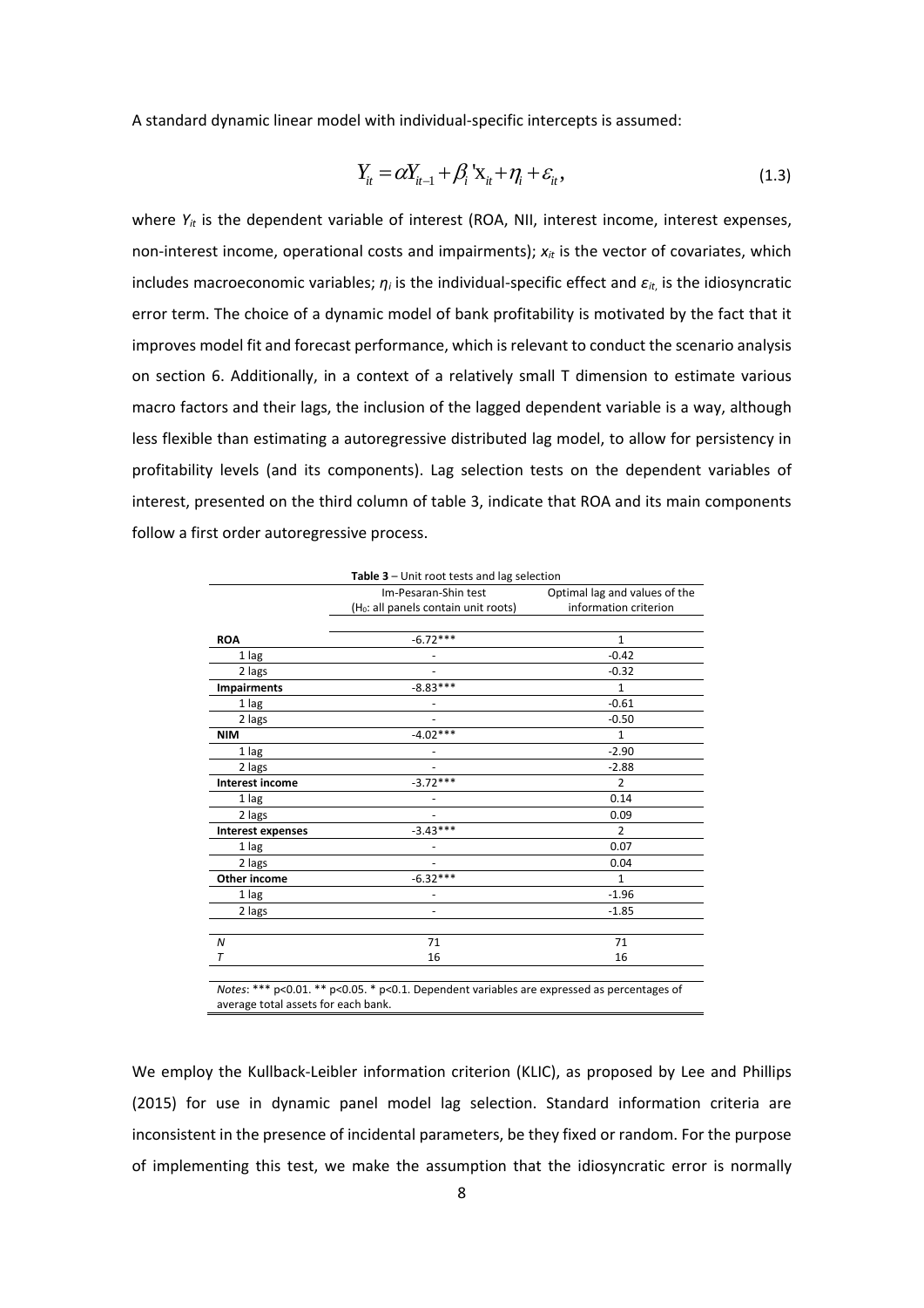A standard dynamic linear model with individual-specific intercepts is assumed:

$$Y_{it} = \alpha Y_{it-1} + \beta_i' \mathrm{x}_{it} + \eta_i + \varepsilon_{it}, \tag{1.3}$$

where $Y_{it}$ is the dependent variable of interest (ROA, NII, interest income, interest expenses, non-interest income, operational costs and impairments); $x_{it}$ is the vector of covariates, which includes macroeconomic variables; $\eta_i$ is the individual-specific effect and $\varepsilon_{it,}$ is the idiosyncratic error term. The choice of a dynamic model of bank profitability is motivated by the fact that it improves model fit and forecast performance, which is relevant to conduct the scenario analysis on section 6. Additionally, in a context of a relatively small T dimension to estimate various macro factors and their lags, the inclusion of the lagged dependent variable is a way, although less flexible than estimating a autoregressive distributed lag model, to allow for persistency in profitability levels (and its components). Lag selection tests on the dependent variables of interest, presented on the third column of table 3, indicate that ROA and its main components follow a first order autoregressive process.

**Table 3** – Unit root tests and lag selection

| | Im-Pesaran-Shin test ($H_0$: all panels contain unit roots) | Optimal lag and values of the information criterion |
|---|---|---|
| **ROA** | -6.72*** | 1 |
| 1 lag | - | -0.42 |
| 2 lags | - | -0.32 |
| **Impairments** | -8.83*** | 1 |
| 1 lag | - | -0.61 |
| 2 lags | - | -0.50 |
| **NIM** | -4.02*** | 1 |
| 1 lag | - | -2.90 |
| 2 lags | - | -2.88 |
| **Interest income** | -3.72*** | 2 |
| 1 lag | - | 0.14 |
| 2 lags | - | 0.09 |
| **Interest expenses** | -3.43*** | 2 |
| 1 lag | - | 0.07 |
| 2 lags | - | 0.04 |
| **Other income** | -6.32*** | 1 |
| 1 lag | - | -1.96 |
| 2 lags | - | -1.85 |
| *N* | 71 | 71 |
| *T* | 16 | 16 |

*Notes*: *** p<0.01. ** p<0.05. * p<0.1. Dependent variables are expressed as percentages of average total assets for each bank.

We employ the Kullback-Leibler information criterion (KLIC), as proposed by Lee and Phillips (2015) for use in dynamic panel model lag selection. Standard information criteria are inconsistent in the presence of incidental parameters, be they fixed or random. For the purpose of implementing this test, we make the assumption that the idiosyncratic error is normally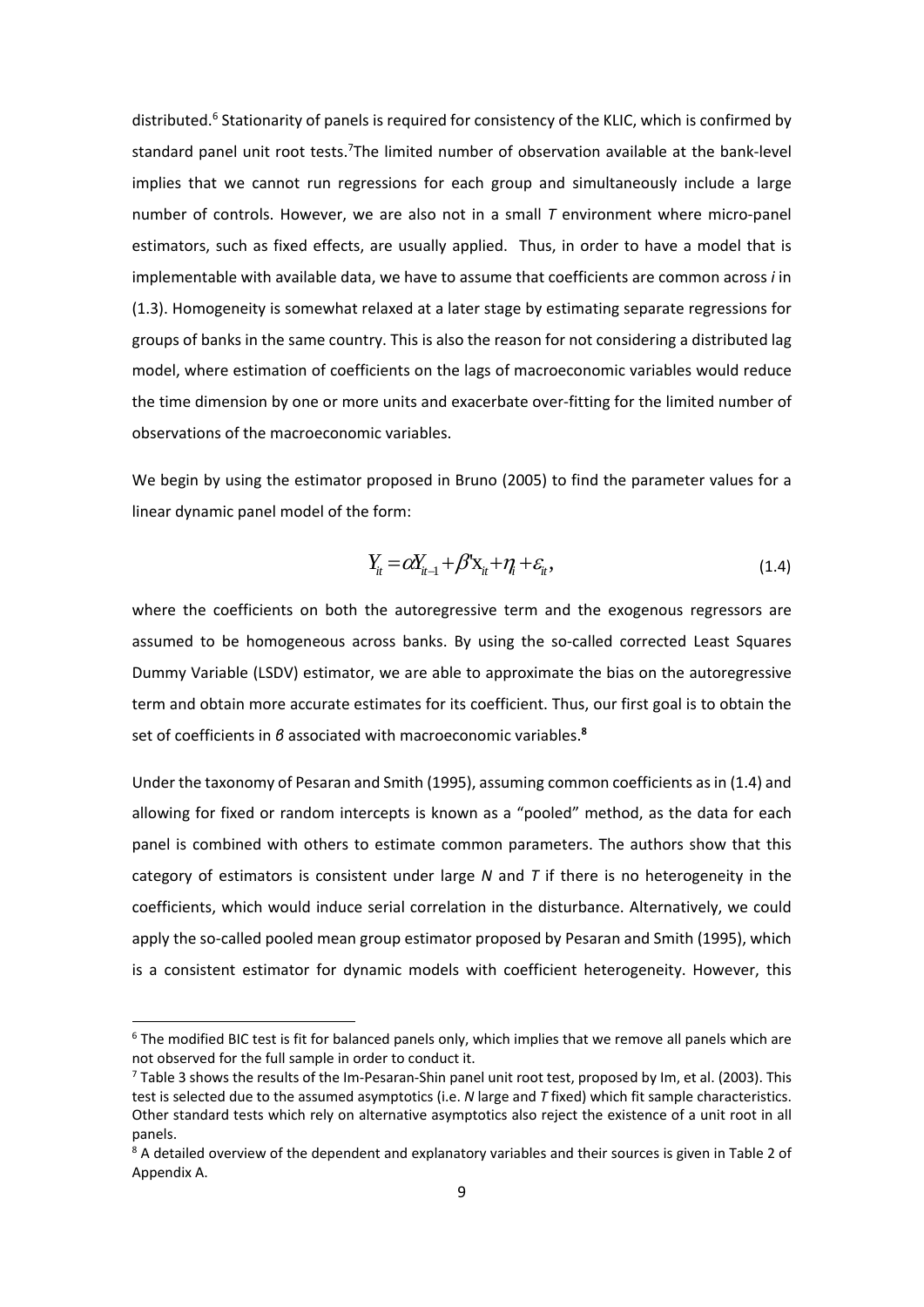distributed.[6] Stationarity of panels is required for consistency of the KLIC, which is confirmed by standard panel unit root tests.[7]The limited number of observation available at the bank-level implies that we cannot run regressions for each group and simultaneously include a large number of controls. However, we are also not in a small *T* environment where micro-panel estimators, such as fixed effects, are usually applied. Thus, in order to have a model that is implementable with available data, we have to assume that coefficients are common across *i* in (1.3). Homogeneity is somewhat relaxed at a later stage by estimating separate regressions for groups of banks in the same country. This is also the reason for not considering a distributed lag model, where estimation of coefficients on the lags of macroeconomic variables would reduce the time dimension by one or more units and exacerbate over-fitting for the limited number of observations of the macroeconomic variables.

We begin by using the estimator proposed in Bruno (2005) to find the parameter values for a linear dynamic panel model of the form:

$$Y_{it} = \alpha Y_{it-1} + \beta' \mathrm{x}_{it} + \eta_i + \varepsilon_{it}, \tag{1.4}$$

where the coefficients on both the autoregressive term and the exogenous regressors are assumed to be homogeneous across banks. By using the so-called corrected Least Squares Dummy Variable (LSDV) estimator, we are able to approximate the bias on the autoregressive term and obtain more accurate estimates for its coefficient. Thus, our first goal is to obtain the set of coefficients in $\beta$ associated with macroeconomic variables.[8]

Under the taxonomy of Pesaran and Smith (1995), assuming common coefficients as in (1.4) and allowing for fixed or random intercepts is known as a "pooled" method, as the data for each panel is combined with others to estimate common parameters. The authors show that this category of estimators is consistent under large *N* and *T* if there is no heterogeneity in the coefficients, which would induce serial correlation in the disturbance. Alternatively, we could apply the so-called pooled mean group estimator proposed by Pesaran and Smith (1995), which is a consistent estimator for dynamic models with coefficient heterogeneity. However, this

[6] The modified BIC test is fit for balanced panels only, which implies that we remove all panels which are not observed for the full sample in order to conduct it.

[7] Table 3 shows the results of the Im-Pesaran-Shin panel unit root test, proposed by Im, et al. (2003). This test is selected due to the assumed asymptotics (i.e. *N* large and *T* fixed) which fit sample characteristics. Other standard tests which rely on alternative asymptotics also reject the existence of a unit root in all panels.

[8] A detailed overview of the dependent and explanatory variables and their sources is given in Table 2 of Appendix A.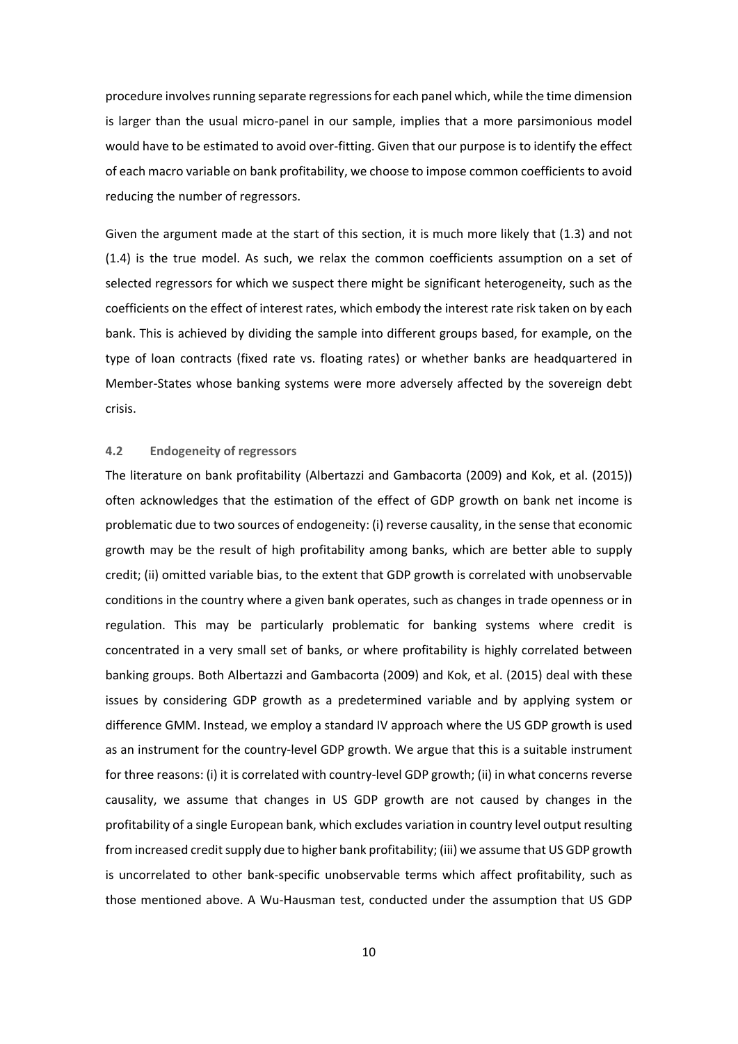procedure involves running separate regressions for each panel which, while the time dimension is larger than the usual micro-panel in our sample, implies that a more parsimonious model would have to be estimated to avoid over-fitting. Given that our purpose is to identify the effect of each macro variable on bank profitability, we choose to impose common coefficients to avoid reducing the number of regressors.

Given the argument made at the start of this section, it is much more likely that (1.3) and not (1.4) is the true model. As such, we relax the common coefficients assumption on a set of selected regressors for which we suspect there might be significant heterogeneity, such as the coefficients on the effect of interest rates, which embody the interest rate risk taken on by each bank. This is achieved by dividing the sample into different groups based, for example, on the type of loan contracts (fixed rate vs. floating rates) or whether banks are headquartered in Member-States whose banking systems were more adversely affected by the sovereign debt crisis.

### 4.2 Endogeneity of regressors

The literature on bank profitability (Albertazzi and Gambacorta (2009) and Kok, et al. (2015)) often acknowledges that the estimation of the effect of GDP growth on bank net income is problematic due to two sources of endogeneity: (i) reverse causality, in the sense that economic growth may be the result of high profitability among banks, which are better able to supply credit; (ii) omitted variable bias, to the extent that GDP growth is correlated with unobservable conditions in the country where a given bank operates, such as changes in trade openness or in regulation. This may be particularly problematic for banking systems where credit is concentrated in a very small set of banks, or where profitability is highly correlated between banking groups. Both Albertazzi and Gambacorta (2009) and Kok, et al. (2015) deal with these issues by considering GDP growth as a predetermined variable and by applying system or difference GMM. Instead, we employ a standard IV approach where the US GDP growth is used as an instrument for the country-level GDP growth. We argue that this is a suitable instrument for three reasons: (i) it is correlated with country-level GDP growth; (ii) in what concerns reverse causality, we assume that changes in US GDP growth are not caused by changes in the profitability of a single European bank, which excludes variation in country level output resulting from increased credit supply due to higher bank profitability; (iii) we assume that US GDP growth is uncorrelated to other bank-specific unobservable terms which affect profitability, such as those mentioned above. A Wu-Hausman test, conducted under the assumption that US GDP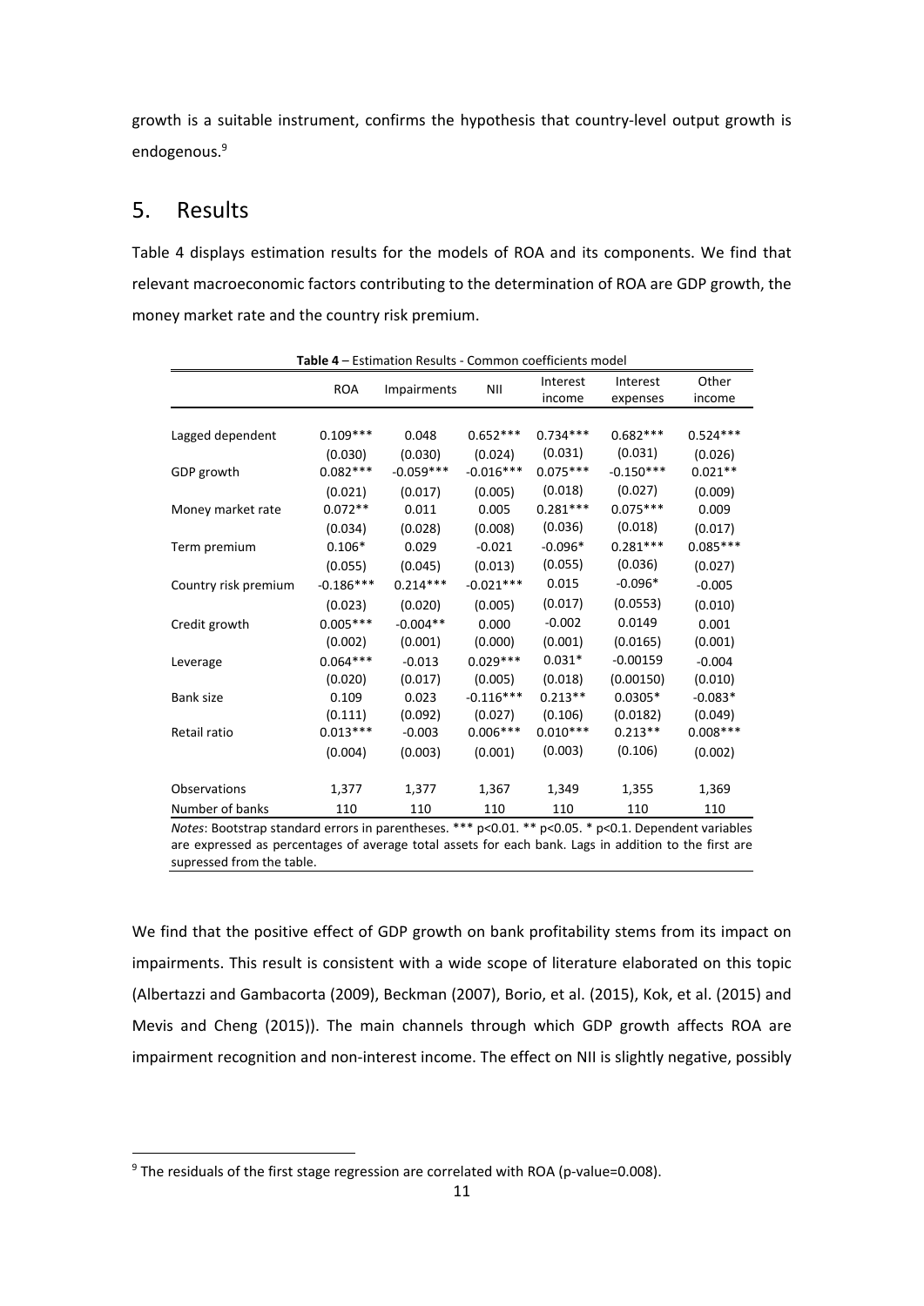growth is a suitable instrument, confirms the hypothesis that country-level output growth is endogenous.[9]

## 5. Results

Table 4 displays estimation results for the models of ROA and its components. We find that relevant macroeconomic factors contributing to the determination of ROA are GDP growth, the money market rate and the country risk premium.

**Table 4** – Estimation Results - Common coefficients model

| | ROA | Impairments | NII | Interest income | Interest expenses | Other income |
|---|---|---|---|---|---|---|
| Lagged dependent | 0.109*** | 0.048 | 0.652*** | 0.734*** | 0.682*** | 0.524*** |
| | (0.030) | (0.030) | (0.024) | (0.031) | (0.031) | (0.026) |
| GDP growth | 0.082*** | -0.059*** | -0.016*** | 0.075*** | -0.150*** | 0.021** |
| | (0.021) | (0.017) | (0.005) | (0.018) | (0.027) | (0.009) |
| Money market rate | 0.072** | 0.011 | 0.005 | 0.281*** | 0.075*** | 0.009 |
| | (0.034) | (0.028) | (0.008) | (0.036) | (0.018) | (0.017) |
| Term premium | 0.106* | 0.029 | -0.021 | -0.096* | 0.281*** | 0.085*** |
| | (0.055) | (0.045) | (0.013) | (0.055) | (0.036) | (0.027) |
| Country risk premium | -0.186*** | 0.214*** | -0.021*** | 0.015 | -0.096* | -0.005 |
| | (0.023) | (0.020) | (0.005) | (0.017) | (0.0553) | (0.010) |
| Credit growth | 0.005*** | -0.004** | 0.000 | -0.002 | 0.0149 | 0.001 |
| | (0.002) | (0.001) | (0.000) | (0.001) | (0.0165) | (0.001) |
| Leverage | 0.064*** | -0.013 | 0.029*** | 0.031* | -0.00159 | -0.004 |
| | (0.020) | (0.017) | (0.005) | (0.018) | (0.00150) | (0.010) |
| Bank size | 0.109 | 0.023 | -0.116*** | 0.213** | 0.0305* | -0.083* |
| | (0.111) | (0.092) | (0.027) | (0.106) | (0.0182) | (0.049) |
| Retail ratio | 0.013*** | -0.003 | 0.006*** | 0.010*** | 0.213** | 0.008*** |
| | (0.004) | (0.003) | (0.001) | (0.003) | (0.106) | (0.002) |
| Observations | 1,377 | 1,377 | 1,367 | 1,349 | 1,355 | 1,369 |
| Number of banks | 110 | 110 | 110 | 110 | 110 | 110 |

*Notes*: Bootstrap standard errors in parentheses. *** p<0.01. ** p<0.05. * p<0.1. Dependent variables are expressed as percentages of average total assets for each bank. Lags in addition to the first are supressed from the table.

We find that the positive effect of GDP growth on bank profitability stems from its impact on impairments. This result is consistent with a wide scope of literature elaborated on this topic (Albertazzi and Gambacorta (2009), Beckman (2007), Borio, et al. (2015), Kok, et al. (2015) and Mevis and Cheng (2015)). The main channels through which GDP growth affects ROA are impairment recognition and non-interest income. The effect on NII is slightly negative, possibly

[9] The residuals of the first stage regression are correlated with ROA (p-value=0.008).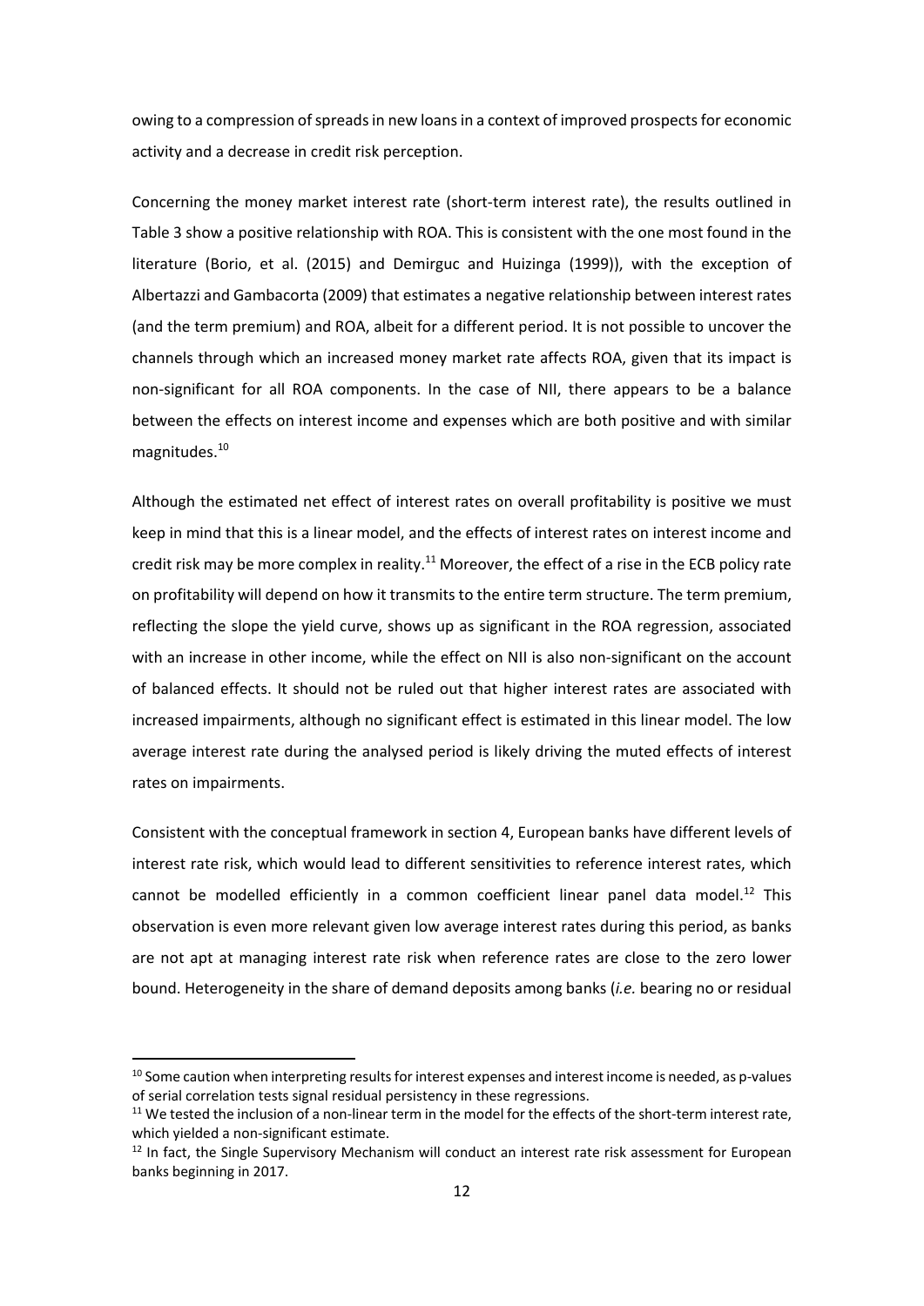owing to a compression of spreads in new loans in a context of improved prospects for economic activity and a decrease in credit risk perception.

Concerning the money market interest rate (short-term interest rate), the results outlined in Table 3 show a positive relationship with ROA. This is consistent with the one most found in the literature (Borio, et al. (2015) and Demirguc and Huizinga (1999)), with the exception of Albertazzi and Gambacorta (2009) that estimates a negative relationship between interest rates (and the term premium) and ROA, albeit for a different period. It is not possible to uncover the channels through which an increased money market rate affects ROA, given that its impact is non-significant for all ROA components. In the case of NII, there appears to be a balance between the effects on interest income and expenses which are both positive and with similar magnitudes.[10]

Although the estimated net effect of interest rates on overall profitability is positive we must keep in mind that this is a linear model, and the effects of interest rates on interest income and credit risk may be more complex in reality.[11] Moreover, the effect of a rise in the ECB policy rate on profitability will depend on how it transmits to the entire term structure. The term premium, reflecting the slope the yield curve, shows up as significant in the ROA regression, associated with an increase in other income, while the effect on NII is also non-significant on the account of balanced effects. It should not be ruled out that higher interest rates are associated with increased impairments, although no significant effect is estimated in this linear model. The low average interest rate during the analysed period is likely driving the muted effects of interest rates on impairments.

Consistent with the conceptual framework in section 4, European banks have different levels of interest rate risk, which would lead to different sensitivities to reference interest rates, which cannot be modelled efficiently in a common coefficient linear panel data model.[12] This observation is even more relevant given low average interest rates during this period, as banks are not apt at managing interest rate risk when reference rates are close to the zero lower bound. Heterogeneity in the share of demand deposits among banks (*i.e.* bearing no or residual

[10] Some caution when interpreting results for interest expenses and interest income is needed, as p-values of serial correlation tests signal residual persistency in these regressions.

[11] We tested the inclusion of a non-linear term in the model for the effects of the short-term interest rate, which yielded a non-significant estimate.

[12] In fact, the Single Supervisory Mechanism will conduct an interest rate risk assessment for European banks beginning in 2017.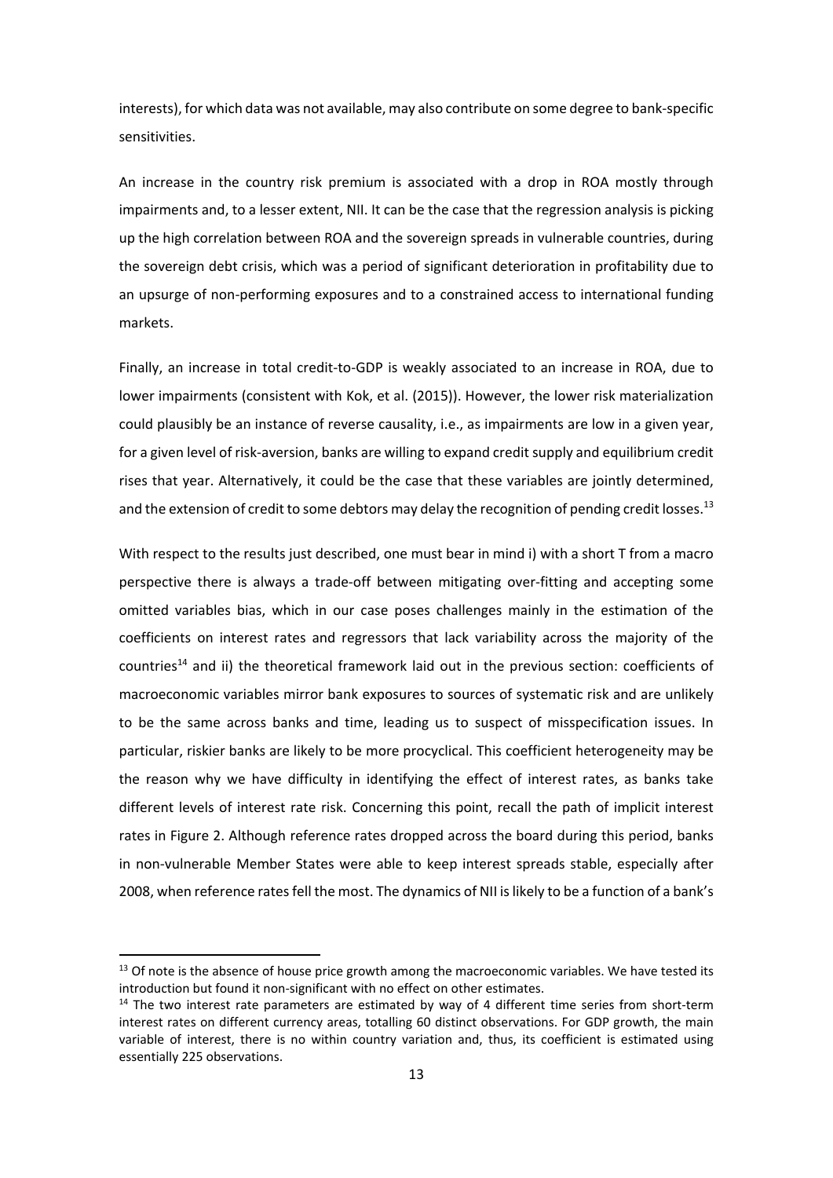interests), for which data was not available, may also contribute on some degree to bank-specific sensitivities.

An increase in the country risk premium is associated with a drop in ROA mostly through impairments and, to a lesser extent, NII. It can be the case that the regression analysis is picking up the high correlation between ROA and the sovereign spreads in vulnerable countries, during the sovereign debt crisis, which was a period of significant deterioration in profitability due to an upsurge of non-performing exposures and to a constrained access to international funding markets.

Finally, an increase in total credit-to-GDP is weakly associated to an increase in ROA, due to lower impairments (consistent with Kok, et al. (2015)). However, the lower risk materialization could plausibly be an instance of reverse causality, i.e., as impairments are low in a given year, for a given level of risk-aversion, banks are willing to expand credit supply and equilibrium credit rises that year. Alternatively, it could be the case that these variables are jointly determined, and the extension of credit to some debtors may delay the recognition of pending credit losses.[13]

With respect to the results just described, one must bear in mind i) with a short T from a macro perspective there is always a trade-off between mitigating over-fitting and accepting some omitted variables bias, which in our case poses challenges mainly in the estimation of the coefficients on interest rates and regressors that lack variability across the majority of the countries[14] and ii) the theoretical framework laid out in the previous section: coefficients of macroeconomic variables mirror bank exposures to sources of systematic risk and are unlikely to be the same across banks and time, leading us to suspect of misspecification issues. In particular, riskier banks are likely to be more procyclical. This coefficient heterogeneity may be the reason why we have difficulty in identifying the effect of interest rates, as banks take different levels of interest rate risk. Concerning this point, recall the path of implicit interest rates in Figure 2. Although reference rates dropped across the board during this period, banks in non-vulnerable Member States were able to keep interest spreads stable, especially after 2008, when reference rates fell the most. The dynamics of NII is likely to be a function of a bank's

---

[13] Of note is the absence of house price growth among the macroeconomic variables. We have tested its introduction but found it non-significant with no effect on other estimates.

[14] The two interest rate parameters are estimated by way of 4 different time series from short-term interest rates on different currency areas, totalling 60 distinct observations. For GDP growth, the main variable of interest, there is no within country variation and, thus, its coefficient is estimated using essentially 225 observations.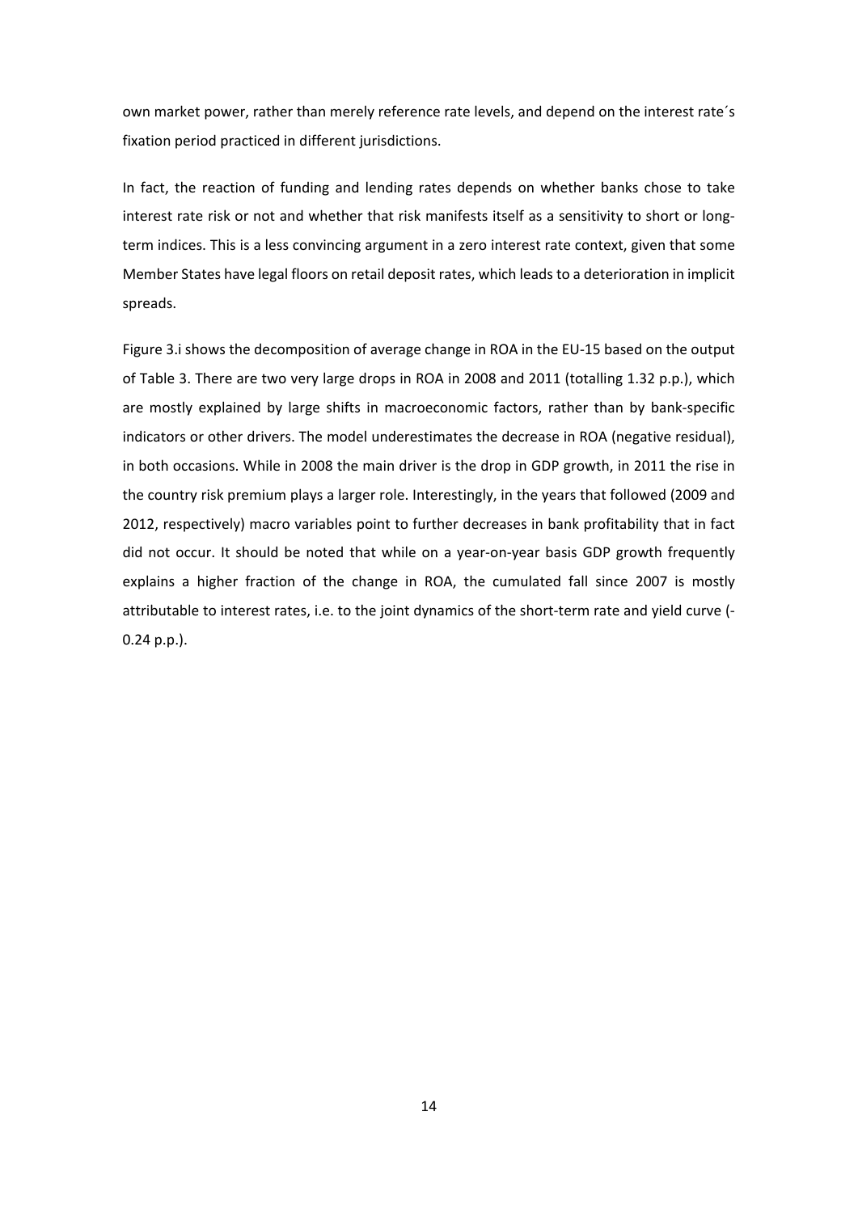own market power, rather than merely reference rate levels, and depend on the interest rate´s fixation period practiced in different jurisdictions.

In fact, the reaction of funding and lending rates depends on whether banks chose to take interest rate risk or not and whether that risk manifests itself as a sensitivity to short or long-term indices. This is a less convincing argument in a zero interest rate context, given that some Member States have legal floors on retail deposit rates, which leads to a deterioration in implicit spreads.

Figure 3.i shows the decomposition of average change in ROA in the EU-15 based on the output of Table 3. There are two very large drops in ROA in 2008 and 2011 (totalling 1.32 p.p.), which are mostly explained by large shifts in macroeconomic factors, rather than by bank-specific indicators or other drivers. The model underestimates the decrease in ROA (negative residual), in both occasions. While in 2008 the main driver is the drop in GDP growth, in 2011 the rise in the country risk premium plays a larger role. Interestingly, in the years that followed (2009 and 2012, respectively) macro variables point to further decreases in bank profitability that in fact did not occur. It should be noted that while on a year-on-year basis GDP growth frequently explains a higher fraction of the change in ROA, the cumulated fall since 2007 is mostly attributable to interest rates, i.e. to the joint dynamics of the short-term rate and yield curve (-0.24 p.p.).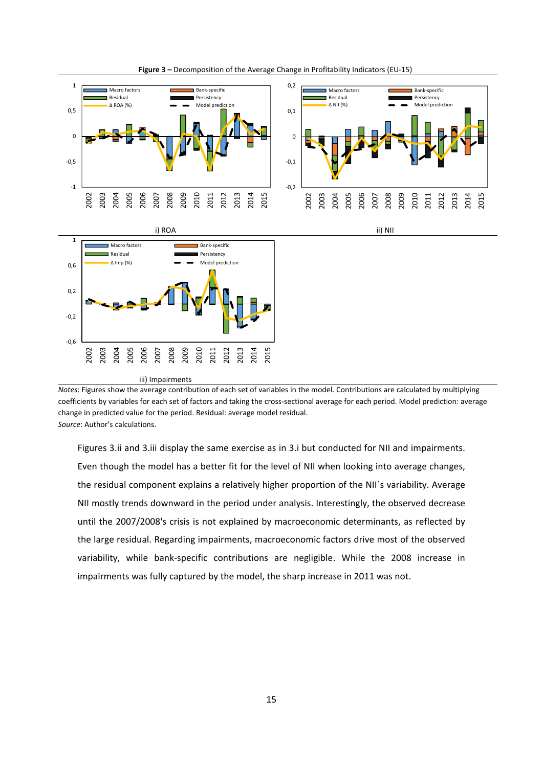**Figure 3 –** Decomposition of the Average Change in Profitability Indicators (EU-15)

i) ROA

ii) NII

iii) Impairments

*Notes*: Figures show the average contribution of each set of variables in the model. Contributions are calculated by multiplying coefficients by variables for each set of factors and taking the cross-sectional average for each period. Model prediction: average change in predicted value for the period. Residual: average model residual.
*Source*: Author's calculations.

Figures 3.ii and 3.iii display the same exercise as in 3.i but conducted for NII and impairments. Even though the model has a better fit for the level of NII when looking into average changes, the residual component explains a relatively higher proportion of the NII´s variability. Average NII mostly trends downward in the period under analysis. Interestingly, the observed decrease until the 2007/2008's crisis is not explained by macroeconomic determinants, as reflected by the large residual. Regarding impairments, macroeconomic factors drive most of the observed variability, while bank-specific contributions are negligible. While the 2008 increase in impairments was fully captured by the model, the sharp increase in 2011 was not.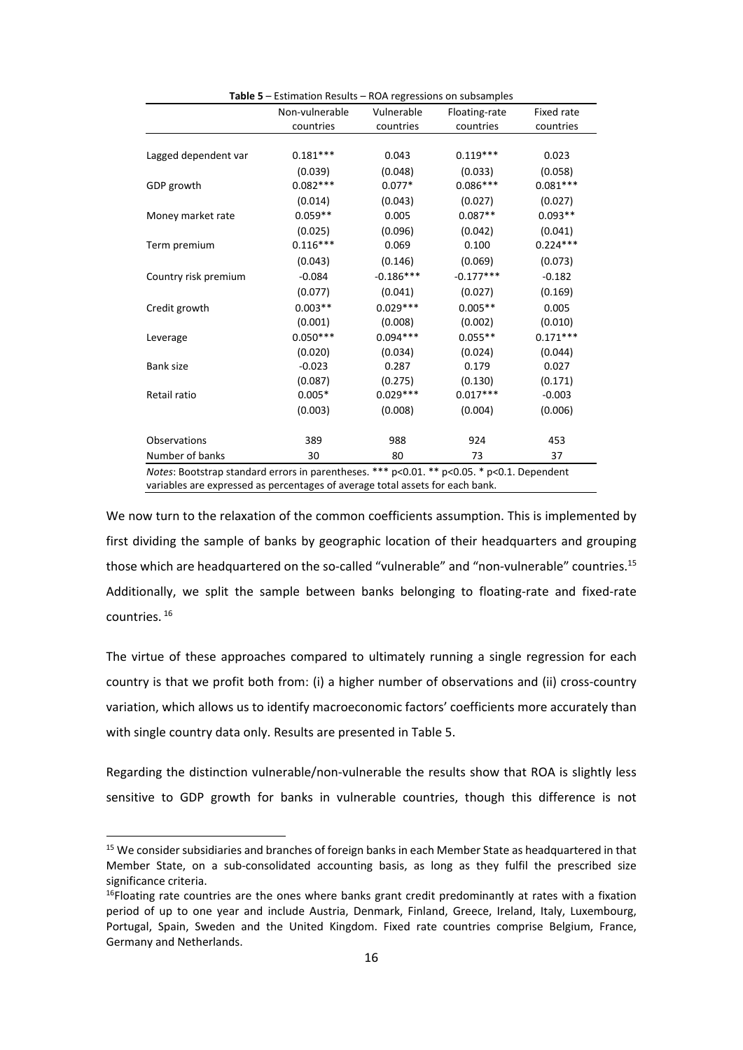**Table 5** – Estimation Results – ROA regressions on subsamples

| | Non-vulnerable countries | Vulnerable countries | Floating-rate countries | Fixed rate countries |
|---|---|---|---|---|
| Lagged dependent var | 0.181*** | 0.043 | 0.119*** | 0.023 |
| | (0.039) | (0.048) | (0.033) | (0.058) |
| GDP growth | 0.082*** | 0.077* | 0.086*** | 0.081*** |
| | (0.014) | (0.043) | (0.027) | (0.027) |
| Money market rate | 0.059** | 0.005 | 0.087** | 0.093** |
| | (0.025) | (0.096) | (0.042) | (0.041) |
| Term premium | 0.116*** | 0.069 | 0.100 | 0.224*** |
| | (0.043) | (0.146) | (0.069) | (0.073) |
| Country risk premium | -0.084 | -0.186*** | -0.177*** | -0.182 |
| | (0.077) | (0.041) | (0.027) | (0.169) |
| Credit growth | 0.003** | 0.029*** | 0.005** | 0.005 |
| | (0.001) | (0.008) | (0.002) | (0.010) |
| Leverage | 0.050*** | 0.094*** | 0.055** | 0.171*** |
| | (0.020) | (0.034) | (0.024) | (0.044) |
| Bank size | -0.023 | 0.287 | 0.179 | 0.027 |
| | (0.087) | (0.275) | (0.130) | (0.171) |
| Retail ratio | 0.005* | 0.029*** | 0.017*** | -0.003 |
| | (0.003) | (0.008) | (0.004) | (0.006) |
| Observations | 389 | 988 | 924 | 453 |
| Number of banks | 30 | 80 | 73 | 37 |

*Notes*: Bootstrap standard errors in parentheses. *** p<0.01. ** p<0.05. * p<0.1. Dependent variables are expressed as percentages of average total assets for each bank.

We now turn to the relaxation of the common coefficients assumption. This is implemented by first dividing the sample of banks by geographic location of their headquarters and grouping those which are headquartered on the so-called "vulnerable" and "non-vulnerable" countries.[15] Additionally, we split the sample between banks belonging to floating-rate and fixed-rate countries.[16]

The virtue of these approaches compared to ultimately running a single regression for each country is that we profit both from: (i) a higher number of observations and (ii) cross-country variation, which allows us to identify macroeconomic factors' coefficients more accurately than with single country data only. Results are presented in Table 5.

Regarding the distinction vulnerable/non-vulnerable the results show that ROA is slightly less sensitive to GDP growth for banks in vulnerable countries, though this difference is not

[15] We consider subsidiaries and branches of foreign banks in each Member State as headquartered in that Member State, on a sub-consolidated accounting basis, as long as they fulfil the prescribed size significance criteria.

[16] Floating rate countries are the ones where banks grant credit predominantly at rates with a fixation period of up to one year and include Austria, Denmark, Finland, Greece, Ireland, Italy, Luxembourg, Portugal, Spain, Sweden and the United Kingdom. Fixed rate countries comprise Belgium, France, Germany and Netherlands.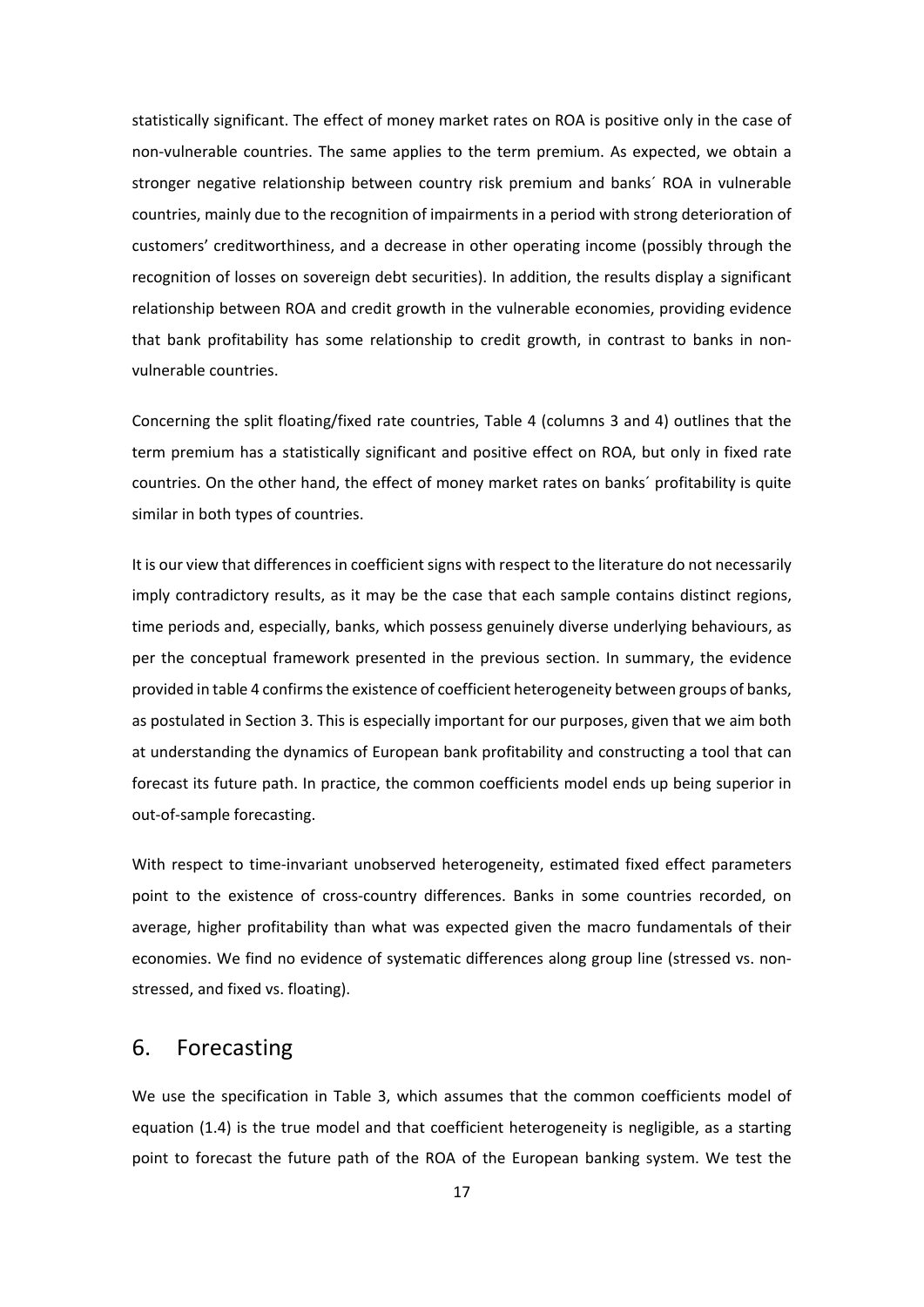statistically significant. The effect of money market rates on ROA is positive only in the case of non-vulnerable countries. The same applies to the term premium. As expected, we obtain a stronger negative relationship between country risk premium and banks´ ROA in vulnerable countries, mainly due to the recognition of impairments in a period with strong deterioration of customers' creditworthiness, and a decrease in other operating income (possibly through the recognition of losses on sovereign debt securities). In addition, the results display a significant relationship between ROA and credit growth in the vulnerable economies, providing evidence that bank profitability has some relationship to credit growth, in contrast to banks in non-vulnerable countries.

Concerning the split floating/fixed rate countries, Table 4 (columns 3 and 4) outlines that the term premium has a statistically significant and positive effect on ROA, but only in fixed rate countries. On the other hand, the effect of money market rates on banks´ profitability is quite similar in both types of countries.

It is our view that differences in coefficient signs with respect to the literature do not necessarily imply contradictory results, as it may be the case that each sample contains distinct regions, time periods and, especially, banks, which possess genuinely diverse underlying behaviours, as per the conceptual framework presented in the previous section. In summary, the evidence provided in table 4 confirms the existence of coefficient heterogeneity between groups of banks, as postulated in Section 3. This is especially important for our purposes, given that we aim both at understanding the dynamics of European bank profitability and constructing a tool that can forecast its future path. In practice, the common coefficients model ends up being superior in out-of-sample forecasting.

With respect to time-invariant unobserved heterogeneity, estimated fixed effect parameters point to the existence of cross-country differences. Banks in some countries recorded, on average, higher profitability than what was expected given the macro fundamentals of their economies. We find no evidence of systematic differences along group line (stressed vs. non-stressed, and fixed vs. floating).

## 6. Forecasting

We use the specification in Table 3, which assumes that the common coefficients model of equation (1.4) is the true model and that coefficient heterogeneity is negligible, as a starting point to forecast the future path of the ROA of the European banking system. We test the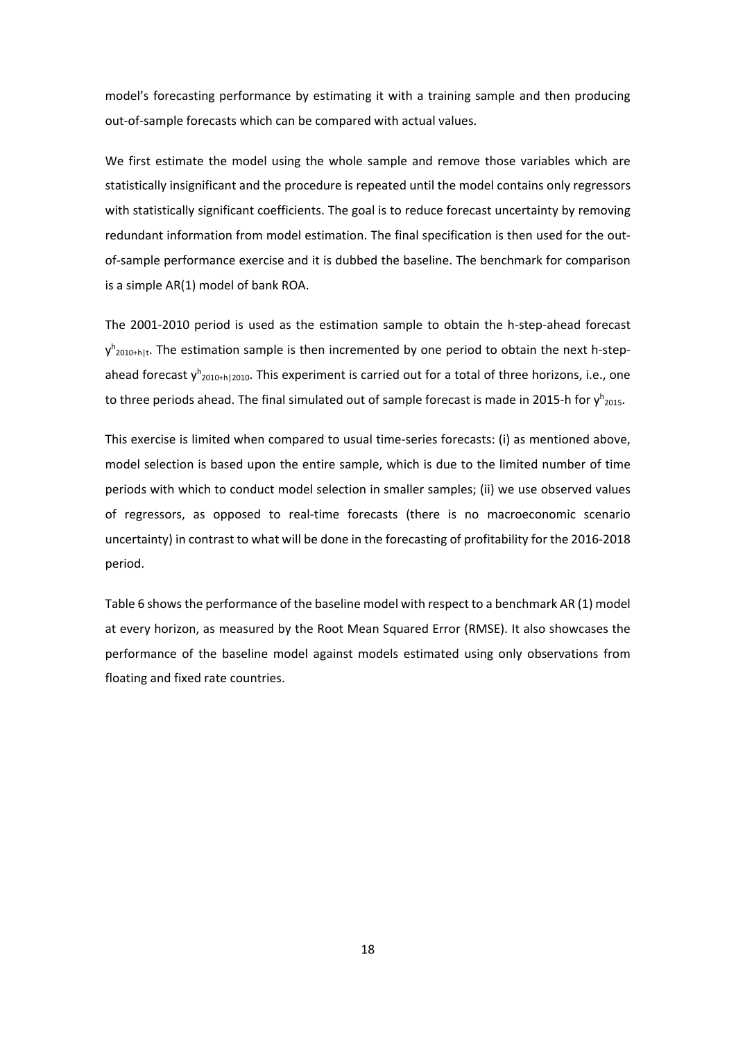model's forecasting performance by estimating it with a training sample and then producing out-of-sample forecasts which can be compared with actual values.

We first estimate the model using the whole sample and remove those variables which are statistically insignificant and the procedure is repeated until the model contains only regressors with statistically significant coefficients. The goal is to reduce forecast uncertainty by removing redundant information from model estimation. The final specification is then used for the out-of-sample performance exercise and it is dubbed the baseline. The benchmark for comparison is a simple AR(1) model of bank ROA.

The 2001-2010 period is used as the estimation sample to obtain the h-step-ahead forecast $y^h_{2010+h|t}$. The estimation sample is then incremented by one period to obtain the next h-step-ahead forecast $y^h_{2010+h|2010}$. This experiment is carried out for a total of three horizons, i.e., one to three periods ahead. The final simulated out of sample forecast is made in 2015-h for $y^h_{2015}$.

This exercise is limited when compared to usual time-series forecasts: (i) as mentioned above, model selection is based upon the entire sample, which is due to the limited number of time periods with which to conduct model selection in smaller samples; (ii) we use observed values of regressors, as opposed to real-time forecasts (there is no macroeconomic scenario uncertainty) in contrast to what will be done in the forecasting of profitability for the 2016-2018 period.

Table 6 shows the performance of the baseline model with respect to a benchmark AR (1) model at every horizon, as measured by the Root Mean Squared Error (RMSE). It also showcases the performance of the baseline model against models estimated using only observations from floating and fixed rate countries.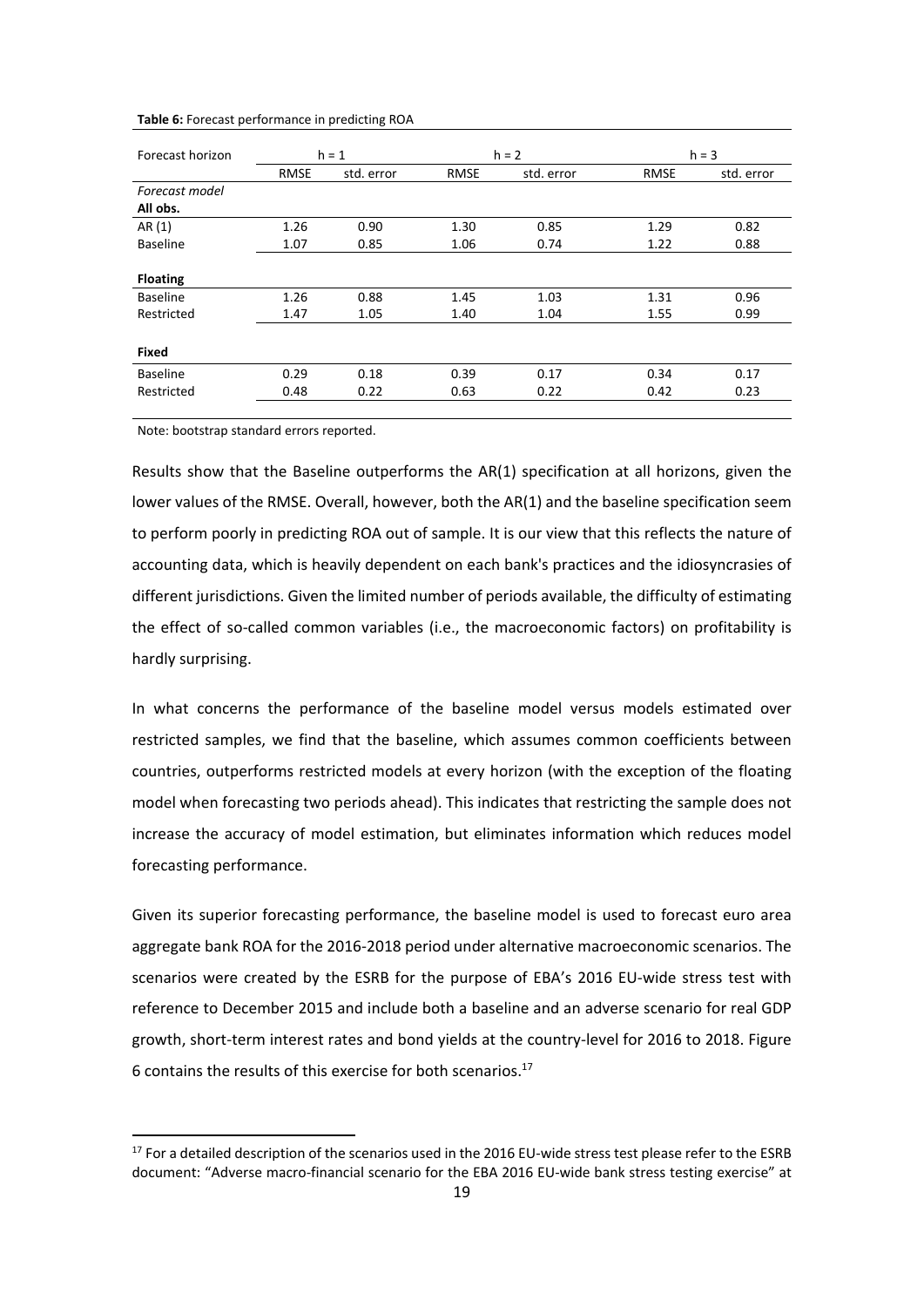**Table 6:** Forecast performance in predicting ROA

| Forecast horizon | h = 1 | | h = 2 | | h = 3 | |
|---|---|---|---|---|---|---|
| | RMSE | std. error | RMSE | std. error | RMSE | std. error |
| *Forecast model* | | | | | | |
| **All obs.** | | | | | | |
| AR (1) | 1.26 | 0.90 | 1.30 | 0.85 | 1.29 | 0.82 |
| Baseline | 1.07 | 0.85 | 1.06 | 0.74 | 1.22 | 0.88 |
| **Floating** | | | | | | |
| Baseline | 1.26 | 0.88 | 1.45 | 1.03 | 1.31 | 0.96 |
| Restricted | 1.47 | 1.05 | 1.40 | 1.04 | 1.55 | 0.99 |
| **Fixed** | | | | | | |
| Baseline | 0.29 | 0.18 | 0.39 | 0.17 | 0.34 | 0.17 |
| Restricted | 0.48 | 0.22 | 0.63 | 0.22 | 0.42 | 0.23 |

Note: bootstrap standard errors reported.

Results show that the Baseline outperforms the AR(1) specification at all horizons, given the lower values of the RMSE. Overall, however, both the AR(1) and the baseline specification seem to perform poorly in predicting ROA out of sample. It is our view that this reflects the nature of accounting data, which is heavily dependent on each bank's practices and the idiosyncrasies of different jurisdictions. Given the limited number of periods available, the difficulty of estimating the effect of so-called common variables (i.e., the macroeconomic factors) on profitability is hardly surprising.

In what concerns the performance of the baseline model versus models estimated over restricted samples, we find that the baseline, which assumes common coefficients between countries, outperforms restricted models at every horizon (with the exception of the floating model when forecasting two periods ahead). This indicates that restricting the sample does not increase the accuracy of model estimation, but eliminates information which reduces model forecasting performance.

Given its superior forecasting performance, the baseline model is used to forecast euro area aggregate bank ROA for the 2016-2018 period under alternative macroeconomic scenarios. The scenarios were created by the ESRB for the purpose of EBA's 2016 EU-wide stress test with reference to December 2015 and include both a baseline and an adverse scenario for real GDP growth, short-term interest rates and bond yields at the country-level for 2016 to 2018. Figure 6 contains the results of this exercise for both scenarios.[17]

[17] For a detailed description of the scenarios used in the 2016 EU-wide stress test please refer to the ESRB document: "Adverse macro-financial scenario for the EBA 2016 EU-wide bank stress testing exercise" at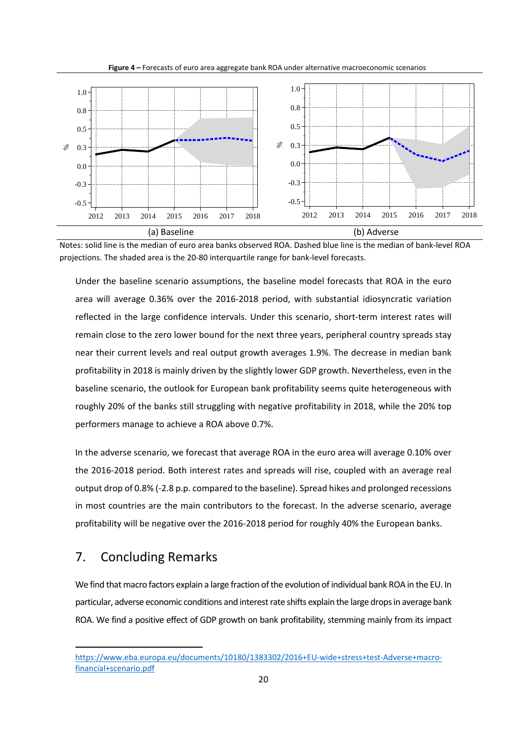**Figure 4 –** Forecasts of euro area aggregate bank ROA under alternative macroeconomic scenarios

(a) Baseline (b) Adverse

Notes: solid line is the median of euro area banks observed ROA. Dashed blue line is the median of bank-level ROA projections. The shaded area is the 20-80 interquartile range for bank-level forecasts.

Under the baseline scenario assumptions, the baseline model forecasts that ROA in the euro area will average 0.36% over the 2016-2018 period, with substantial idiosyncratic variation reflected in the large confidence intervals. Under this scenario, short-term interest rates will remain close to the zero lower bound for the next three years, peripheral country spreads stay near their current levels and real output growth averages 1.9%. The decrease in median bank profitability in 2018 is mainly driven by the slightly lower GDP growth. Nevertheless, even in the baseline scenario, the outlook for European bank profitability seems quite heterogeneous with roughly 20% of the banks still struggling with negative profitability in 2018, while the 20% top performers manage to achieve a ROA above 0.7%.

In the adverse scenario, we forecast that average ROA in the euro area will average 0.10% over the 2016-2018 period. Both interest rates and spreads will rise, coupled with an average real output drop of 0.8% (-2.8 p.p. compared to the baseline). Spread hikes and prolonged recessions in most countries are the main contributors to the forecast. In the adverse scenario, average profitability will be negative over the 2016-2018 period for roughly 40% the European banks.

## 7. Concluding Remarks

We find that macro factors explain a large fraction of the evolution of individual bank ROA in the EU. In particular, adverse economic conditions and interest rate shifts explain the large drops in average bank ROA. We find a positive effect of GDP growth on bank profitability, stemming mainly from its impact

https://www.eba.europa.eu/documents/10180/1383302/2016+EU-wide+stress+test-Adverse+macro-financial+scenario.pdf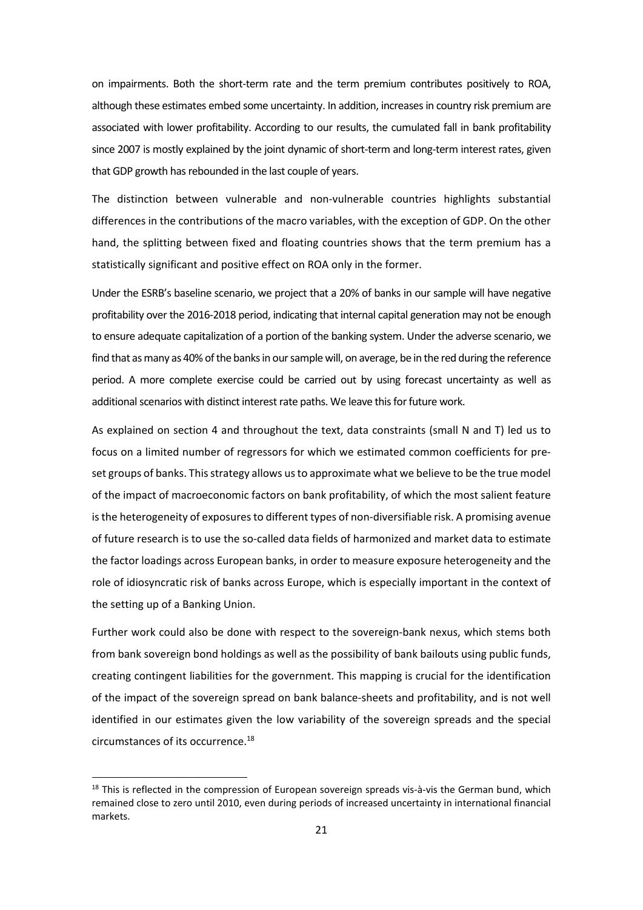on impairments. Both the short-term rate and the term premium contributes positively to ROA, although these estimates embed some uncertainty. In addition, increases in country risk premium are associated with lower profitability. According to our results, the cumulated fall in bank profitability since 2007 is mostly explained by the joint dynamic of short-term and long-term interest rates, given that GDP growth has rebounded in the last couple of years.

The distinction between vulnerable and non-vulnerable countries highlights substantial differences in the contributions of the macro variables, with the exception of GDP. On the other hand, the splitting between fixed and floating countries shows that the term premium has a statistically significant and positive effect on ROA only in the former.

Under the ESRB's baseline scenario, we project that a 20% of banks in our sample will have negative profitability over the 2016-2018 period, indicating that internal capital generation may not be enough to ensure adequate capitalization of a portion of the banking system. Under the adverse scenario, we find that as many as 40% of the banks in our sample will, on average, be in the red during the reference period. A more complete exercise could be carried out by using forecast uncertainty as well as additional scenarios with distinct interest rate paths. We leave this for future work.

As explained on section 4 and throughout the text, data constraints (small N and T) led us to focus on a limited number of regressors for which we estimated common coefficients for pre-set groups of banks. This strategy allows us to approximate what we believe to be the true model of the impact of macroeconomic factors on bank profitability, of which the most salient feature is the heterogeneity of exposures to different types of non-diversifiable risk. A promising avenue of future research is to use the so-called data fields of harmonized and market data to estimate the factor loadings across European banks, in order to measure exposure heterogeneity and the role of idiosyncratic risk of banks across Europe, which is especially important in the context of the setting up of a Banking Union.

Further work could also be done with respect to the sovereign-bank nexus, which stems both from bank sovereign bond holdings as well as the possibility of bank bailouts using public funds, creating contingent liabilities for the government. This mapping is crucial for the identification of the impact of the sovereign spread on bank balance-sheets and profitability, and is not well identified in our estimates given the low variability of the sovereign spreads and the special circumstances of its occurrence.[18]

[18] This is reflected in the compression of European sovereign spreads vis-à-vis the German bund, which remained close to zero until 2010, even during periods of increased uncertainty in international financial markets.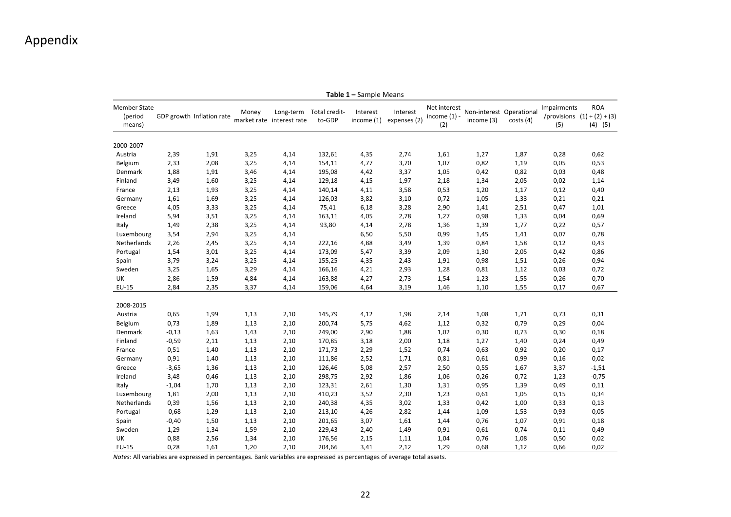# Appendix

**Table 1 –** Sample Means

| Member State (period means) | GDP growth | Inflation rate | Money market rate | Long-term interest rate | Total credit-to-GDP | Interest income (1) | Interest expenses (2) | Net interest income (1) - (2) | Non-interest income (3) | Operational costs (4) | Impairments /provisions (5) | ROA (1) + (2) + (3) - (4) - (5) |
|---|---|---|---|---|---|---|---|---|---|---|---|---|
| 2000-2007 | | | | | | | | | | | | |
| Austria | 2,39 | 1,91 | 3,25 | 4,14 | 132,61 | 4,35 | 2,74 | 1,61 | 1,27 | 1,87 | 0,28 | 0,62 |
| Belgium | 2,33 | 2,08 | 3,25 | 4,14 | 154,11 | 4,77 | 3,70 | 1,07 | 0,82 | 1,19 | 0,05 | 0,53 |
| Denmark | 1,88 | 1,91 | 3,46 | 4,14 | 195,08 | 4,42 | 3,37 | 1,05 | 0,42 | 0,82 | 0,03 | 0,48 |
| Finland | 3,49 | 1,60 | 3,25 | 4,14 | 129,18 | 4,15 | 1,97 | 2,18 | 1,34 | 2,05 | 0,02 | 1,14 |
| France | 2,13 | 1,93 | 3,25 | 4,14 | 140,14 | 4,11 | 3,58 | 0,53 | 1,20 | 1,17 | 0,12 | 0,40 |
| Germany | 1,61 | 1,69 | 3,25 | 4,14 | 126,03 | 3,82 | 3,10 | 0,72 | 1,05 | 1,33 | 0,21 | 0,21 |
| Greece | 4,05 | 3,33 | 3,25 | 4,14 | 75,41 | 6,18 | 3,28 | 2,90 | 1,41 | 2,51 | 0,47 | 1,01 |
| Ireland | 5,94 | 3,51 | 3,25 | 4,14 | 163,11 | 4,05 | 2,78 | 1,27 | 0,98 | 1,33 | 0,04 | 0,69 |
| Italy | 1,49 | 2,38 | 3,25 | 4,14 | 93,80 | 4,14 | 2,78 | 1,36 | 1,39 | 1,77 | 0,22 | 0,57 |
| Luxembourg | 3,54 | 2,94 | 3,25 | 4,14 | | 6,50 | 5,50 | 0,99 | 1,45 | 1,41 | 0,07 | 0,78 |
| Netherlands | 2,26 | 2,45 | 3,25 | 4,14 | 222,16 | 4,88 | 3,49 | 1,39 | 0,84 | 1,58 | 0,12 | 0,43 |
| Portugal | 1,54 | 3,01 | 3,25 | 4,14 | 173,09 | 5,47 | 3,39 | 2,09 | 1,30 | 2,05 | 0,42 | 0,86 |
| Spain | 3,79 | 3,24 | 3,25 | 4,14 | 155,25 | 4,35 | 2,43 | 1,91 | 0,98 | 1,51 | 0,26 | 0,94 |
| Sweden | 3,25 | 1,65 | 3,29 | 4,14 | 166,16 | 4,21 | 2,93 | 1,28 | 0,81 | 1,12 | 0,03 | 0,72 |
| UK | 2,86 | 1,59 | 4,84 | 4,14 | 163,88 | 4,27 | 2,73 | 1,54 | 1,23 | 1,55 | 0,26 | 0,70 |
| EU-15 | 2,84 | 2,35 | 3,37 | 4,14 | 159,06 | 4,64 | 3,19 | 1,46 | 1,10 | 1,55 | 0,17 | 0,67 |
| 2008-2015 | | | | | | | | | | | | |
| Austria | 0,65 | 1,99 | 1,13 | 2,10 | 145,79 | 4,12 | 1,98 | 2,14 | 1,08 | 1,71 | 0,73 | 0,31 |
| Belgium | 0,73 | 1,89 | 1,13 | 2,10 | 200,74 | 5,75 | 4,62 | 1,12 | 0,32 | 0,79 | 0,29 | 0,04 |
| Denmark | -0,13 | 1,63 | 1,43 | 2,10 | 249,00 | 2,90 | 1,88 | 1,02 | 0,30 | 0,73 | 0,30 | 0,18 |
| Finland | -0,59 | 2,11 | 1,13 | 2,10 | 170,85 | 3,18 | 2,00 | 1,18 | 1,27 | 1,40 | 0,24 | 0,49 |
| France | 0,51 | 1,40 | 1,13 | 2,10 | 171,73 | 2,29 | 1,52 | 0,74 | 0,63 | 0,92 | 0,20 | 0,17 |
| Germany | 0,91 | 1,40 | 1,13 | 2,10 | 111,86 | 2,52 | 1,71 | 0,81 | 0,61 | 0,99 | 0,16 | 0,02 |
| Greece | -3,65 | 1,36 | 1,13 | 2,10 | 126,46 | 5,08 | 2,57 | 2,50 | 0,55 | 1,67 | 3,37 | -1,51 |
| Ireland | 3,48 | 0,46 | 1,13 | 2,10 | 298,75 | 2,92 | 1,86 | 1,06 | 0,26 | 0,72 | 1,23 | -0,75 |
| Italy | -1,04 | 1,70 | 1,13 | 2,10 | 123,31 | 2,61 | 1,30 | 1,31 | 0,95 | 1,39 | 0,49 | 0,11 |
| Luxembourg | 1,81 | 2,00 | 1,13 | 2,10 | 410,23 | 3,52 | 2,30 | 1,23 | 0,61 | 1,05 | 0,15 | 0,34 |
| Netherlands | 0,39 | 1,56 | 1,13 | 2,10 | 240,38 | 4,35 | 3,02 | 1,33 | 0,42 | 1,00 | 0,33 | 0,13 |
| Portugal | -0,68 | 1,29 | 1,13 | 2,10 | 213,10 | 4,26 | 2,82 | 1,44 | 1,09 | 1,53 | 0,93 | 0,05 |
| Spain | -0,40 | 1,50 | 1,13 | 2,10 | 201,65 | 3,07 | 1,61 | 1,44 | 0,76 | 1,07 | 0,91 | 0,18 |
| Sweden | 1,29 | 1,34 | 1,59 | 2,10 | 229,43 | 2,40 | 1,49 | 0,91 | 0,61 | 0,74 | 0,11 | 0,49 |
| UK | 0,88 | 2,56 | 1,34 | 2,10 | 176,56 | 2,15 | 1,11 | 1,04 | 0,76 | 1,08 | 0,50 | 0,02 |
| EU-15 | 0,28 | 1,61 | 1,20 | 2,10 | 204,66 | 3,41 | 2,12 | 1,29 | 0,68 | 1,12 | 0,66 | 0,02 |

*Notes*: All variables are expressed in percentages. Bank variables are expressed as percentages of average total assets.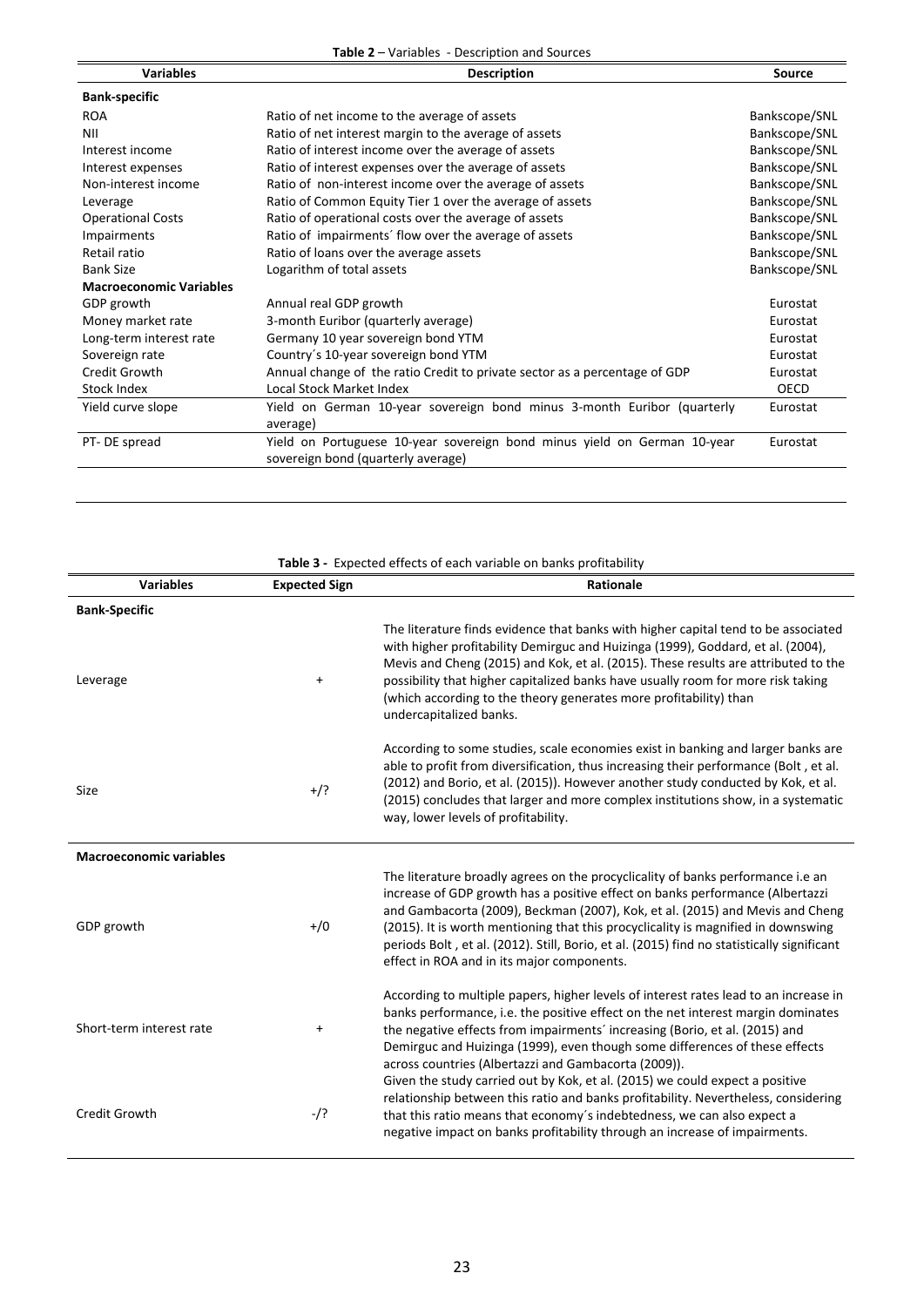**Table 2** – Variables - Description and Sources

| Variables | Description | Source |
|---|---|---|
| **Bank-specific** | | |
| ROA | Ratio of net income to the average of assets | Bankscope/SNL |
| NII | Ratio of net interest margin to the average of assets | Bankscope/SNL |
| Interest income | Ratio of interest income over the average of assets | Bankscope/SNL |
| Interest expenses | Ratio of interest expenses over the average of assets | Bankscope/SNL |
| Non-interest income | Ratio of non-interest income over the average of assets | Bankscope/SNL |
| Leverage | Ratio of Common Equity Tier 1 over the average of assets | Bankscope/SNL |
| Operational Costs | Ratio of operational costs over the average of assets | Bankscope/SNL |
| Impairments | Ratio of impairments´ flow over the average of assets | Bankscope/SNL |
| Retail ratio | Ratio of loans over the average assets | Bankscope/SNL |
| Bank Size | Logarithm of total assets | Bankscope/SNL |
| **Macroeconomic Variables** | | |
| GDP growth | Annual real GDP growth | Eurostat |
| Money market rate | 3-month Euribor (quarterly average) | Eurostat |
| Long-term interest rate | Germany 10 year sovereign bond YTM | Eurostat |
| Sovereign rate | Country´s 10-year sovereign bond YTM | Eurostat |
| Credit Growth | Annual change of the ratio Credit to private sector as a percentage of GDP | Eurostat |
| Stock Index | Local Stock Market Index | OECD |
| Yield curve slope | Yield on German 10-year sovereign bond minus 3-month Euribor (quarterly average) | Eurostat |
| PT- DE spread | Yield on Portuguese 10-year sovereign bond minus yield on German 10-year sovereign bond (quarterly average) | Eurostat |

**Table 3 -** Expected effects of each variable on banks profitability

| Variables | Expected Sign | Rationale |
|---|---|---|
| **Bank-Specific** | | |
| Leverage | + | The literature finds evidence that banks with higher capital tend to be associated with higher profitability Demirguc and Huizinga (1999), Goddard, et al. (2004), Mevis and Cheng (2015) and Kok, et al. (2015). These results are attributed to the possibility that higher capitalized banks have usually room for more risk taking (which according to the theory generates more profitability) than undercapitalized banks. |
| Size | +/? | According to some studies, scale economies exist in banking and larger banks are able to profit from diversification, thus increasing their performance (Bolt , et al. (2012) and Borio, et al. (2015)). However another study conducted by Kok, et al. (2015) concludes that larger and more complex institutions show, in a systematic way, lower levels of profitability. |
| **Macroeconomic variables** | | |
| GDP growth | +/0 | The literature broadly agrees on the procyclicality of banks performance i.e an increase of GDP growth has a positive effect on banks performance (Albertazzi and Gambacorta (2009), Beckman (2007), Kok, et al. (2015) and Mevis and Cheng (2015). It is worth mentioning that this procyclicality is magnified in downswing periods Bolt , et al. (2012). Still, Borio, et al. (2015) find no statistically significant effect in ROA and in its major components. |
| Short-term interest rate | + | According to multiple papers, higher levels of interest rates lead to an increase in banks performance, i.e. the positive effect on the net interest margin dominates the negative effects from impairments´ increasing (Borio, et al. (2015) and Demirguc and Huizinga (1999), even though some differences of these effects across countries (Albertazzi and Gambacorta (2009)). |
| Credit Growth | -/? | Given the study carried out by Kok, et al. (2015) we could expect a positive relationship between this ratio and banks profitability. Nevertheless, considering that this ratio means that economy´s indebtedness, we can also expect a negative impact on banks profitability through an increase of impairments. |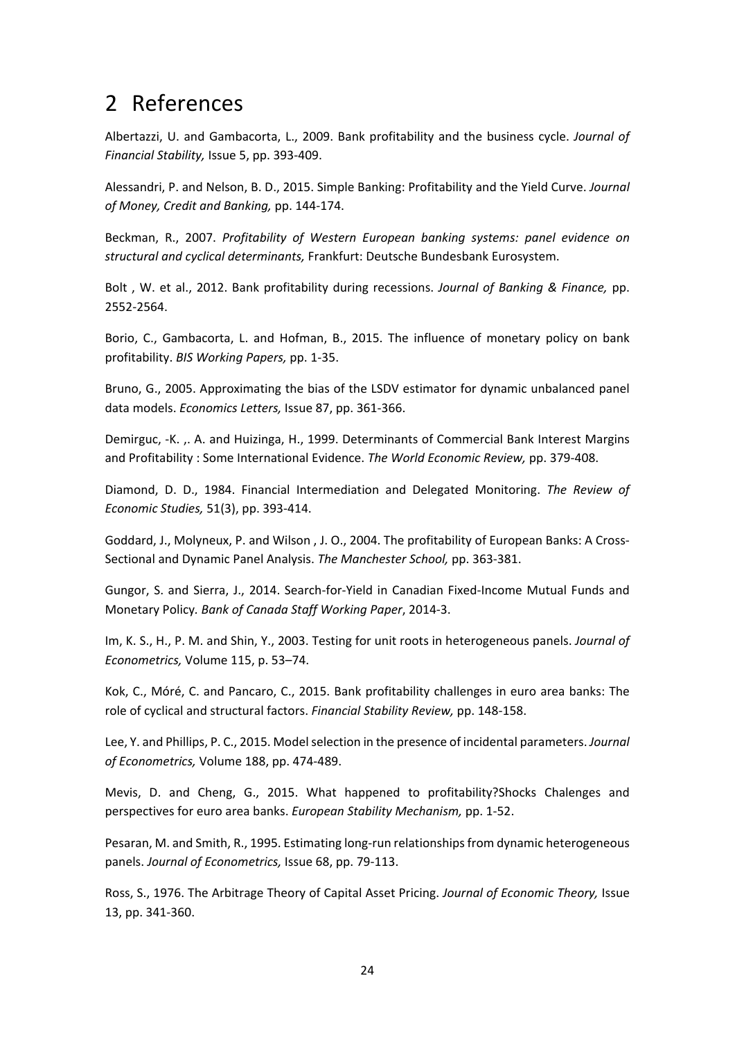# 2 References

Albertazzi, U. and Gambacorta, L., 2009. Bank profitability and the business cycle. *Journal of Financial Stability,* Issue 5, pp. 393-409.

Alessandri, P. and Nelson, B. D., 2015. Simple Banking: Profitability and the Yield Curve. *Journal of Money, Credit and Banking,* pp. 144-174.

Beckman, R., 2007. *Profitability of Western European banking systems: panel evidence on structural and cyclical determinants,* Frankfurt: Deutsche Bundesbank Eurosystem.

Bolt , W. et al., 2012. Bank profitability during recessions. *Journal of Banking & Finance,* pp. 2552-2564.

Borio, C., Gambacorta, L. and Hofman, B., 2015. The influence of monetary policy on bank profitability. *BIS Working Papers,* pp. 1-35.

Bruno, G., 2005. Approximating the bias of the LSDV estimator for dynamic unbalanced panel data models. *Economics Letters,* Issue 87, pp. 361-366.

Demirguc, -K. ,. A. and Huizinga, H., 1999. Determinants of Commercial Bank Interest Margins and Profitability : Some International Evidence. *The World Economic Review,* pp. 379-408.

Diamond, D. D., 1984. Financial Intermediation and Delegated Monitoring. *The Review of Economic Studies,* 51(3), pp. 393-414.

Goddard, J., Molyneux, P. and Wilson , J. O., 2004. The profitability of European Banks: A Cross-Sectional and Dynamic Panel Analysis. *The Manchester School,* pp. 363-381.

Gungor, S. and Sierra, J., 2014. Search-for-Yield in Canadian Fixed-Income Mutual Funds and Monetary Policy. *Bank of Canada Staff Working Paper*, 2014-3.

Im, K. S., H., P. M. and Shin, Y., 2003. Testing for unit roots in heterogeneous panels. *Journal of Econometrics,* Volume 115, p. 53–74.

Kok, C., Móré, C. and Pancaro, C., 2015. Bank profitability challenges in euro area banks: The role of cyclical and structural factors. *Financial Stability Review,* pp. 148-158.

Lee, Y. and Phillips, P. C., 2015. Model selection in the presence of incidental parameters. *Journal of Econometrics,* Volume 188, pp. 474-489.

Mevis, D. and Cheng, G., 2015. What happened to profitability?Shocks Chalenges and perspectives for euro area banks. *European Stability Mechanism,* pp. 1-52.

Pesaran, M. and Smith, R., 1995. Estimating long-run relationships from dynamic heterogeneous panels. *Journal of Econometrics,* Issue 68, pp. 79-113.

Ross, S., 1976. The Arbitrage Theory of Capital Asset Pricing. *Journal of Economic Theory,* Issue 13, pp. 341-360.